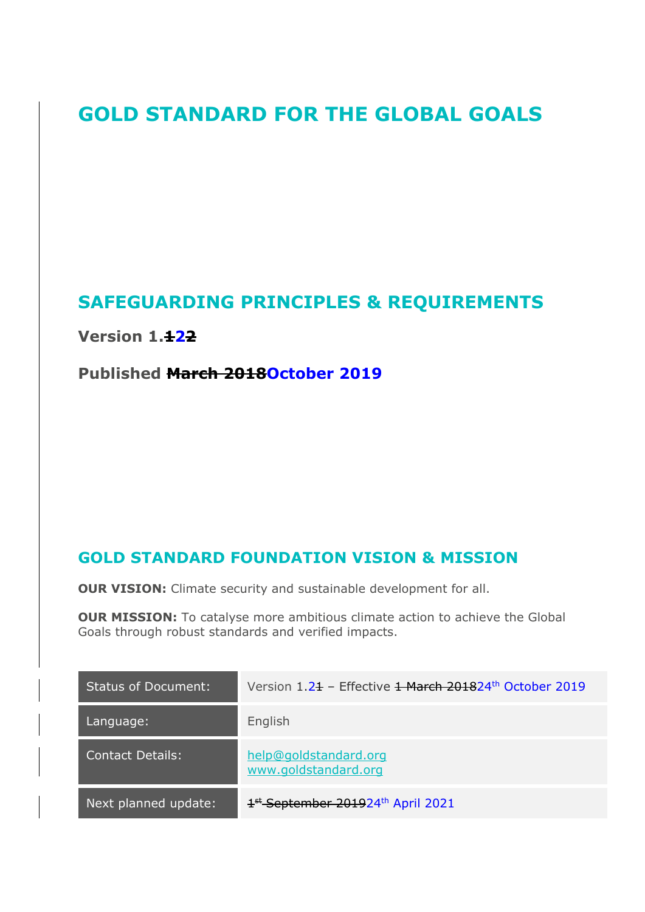# GOLD STANDARD FOR THE GLOBAL GOALS

## SAFEGUARDING PRINCIPLES & REQUIREMENTS

**Version 1.~~1~~2~~2~~**

**Published ~~March 2018~~October 2019**

## GOLD STANDARD FOUNDATION VISION & MISSION

**OUR VISION:** Climate security and sustainable development for all.

**OUR MISSION:** To catalyse more ambitious climate action to achieve the Global Goals through robust standards and verified impacts.

| | |
|---|---|
| Status of Document: | Version 1.2~~1~~ – Effective ~~1 March 2018~~24th October 2019 |
| Language: | English |
| Contact Details: | help@goldstandard.org<br>www.goldstandard.org |
| Next planned update: | ~~1st September 2019~~24th April 2021 |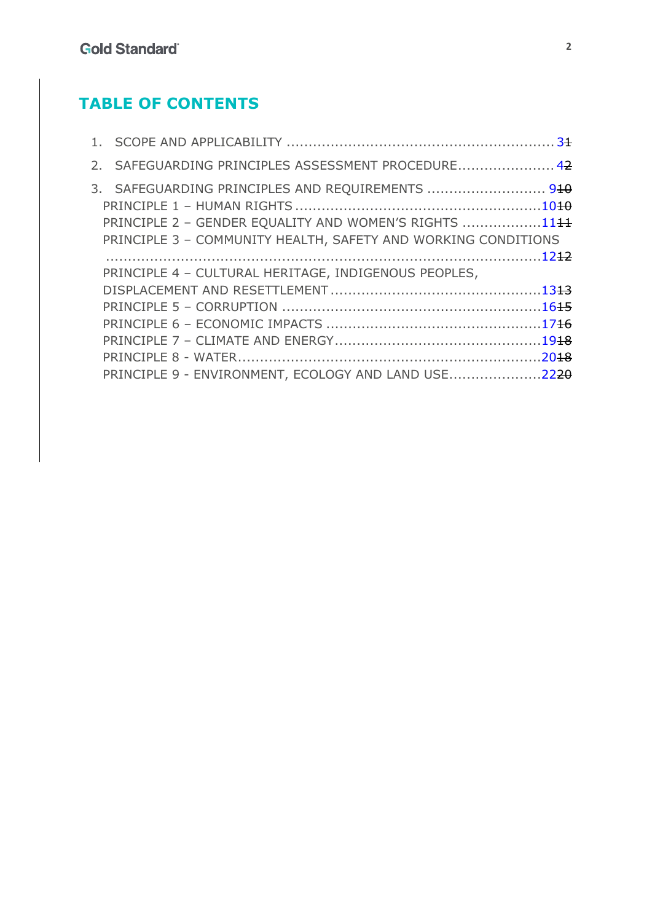# TABLE OF CONTENTS

1. SCOPE AND APPLICABILITY ............................................................. 3~~1~~
2. SAFEGUARDING PRINCIPLES ASSESSMENT PROCEDURE...................... 4~~2~~
3. SAFEGUARDING PRINCIPLES AND REQUIREMENTS ........................... 9~~10~~
   - PRINCIPLE 1 – HUMAN RIGHTS ........................................................10~~10~~
   - PRINCIPLE 2 – GENDER EQUALITY AND WOMEN'S RIGHTS ..................11~~11~~
   - PRINCIPLE 3 – COMMUNITY HEALTH, SAFETY AND WORKING CONDITIONS ........................................................................................12~~12~~
   - PRINCIPLE 4 – CULTURAL HERITAGE, INDIGENOUS PEOPLES, DISPLACEMENT AND RESETTLEMENT ................................................13~~13~~
   - PRINCIPLE 5 – CORRUPTION ...........................................................16~~15~~
   - PRINCIPLE 6 – ECONOMIC IMPACTS .................................................17~~16~~
   - PRINCIPLE 7 – CLIMATE AND ENERGY...............................................19~~18~~
   - PRINCIPLE 8 - WATER.....................................................................20~~18~~
   - PRINCIPLE 9 - ENVIRONMENT, ECOLOGY AND LAND USE.....................22~~20~~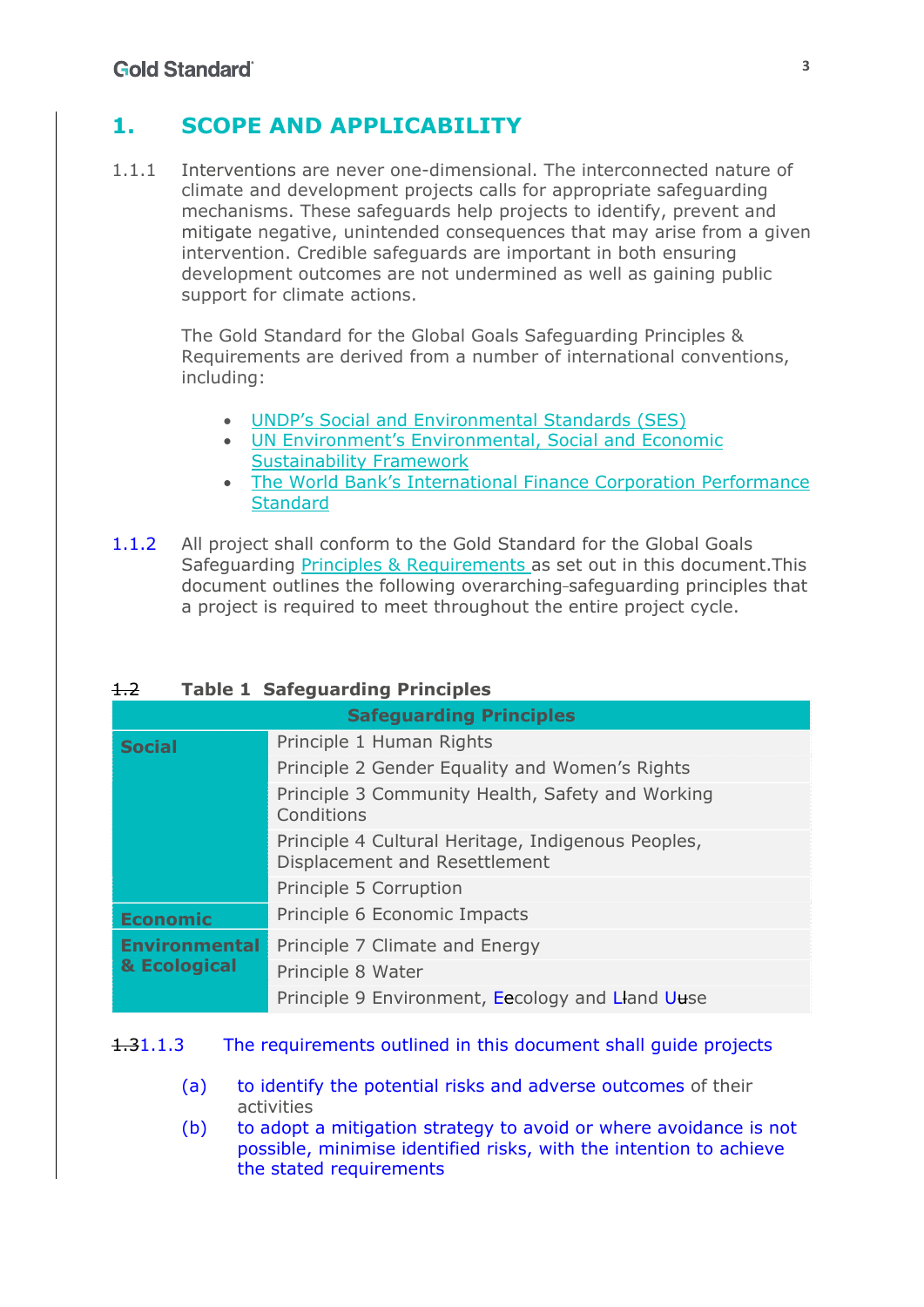# 1. SCOPE AND APPLICABILITY

1.1.1 Interventions are never one-dimensional. The interconnected nature of climate and development projects calls for appropriate safeguarding mechanisms. These safeguards help projects to identify, prevent and mitigate negative, unintended consequences that may arise from a given intervention. Credible safeguards are important in both ensuring development outcomes are not undermined as well as gaining public support for climate actions.

The Gold Standard for the Global Goals Safeguarding Principles & Requirements are derived from a number of international conventions, including:

- UNDP's Social and Environmental Standards (SES)
- UN Environment's Environmental, Social and Economic Sustainability Framework
- The World Bank's International Finance Corporation Performance Standard

1.1.2 All project shall conform to the Gold Standard for the Global Goals Safeguarding Principles & Requirements as set out in this document.This document outlines the following overarching safeguarding principles that a project is required to meet throughout the entire project cycle.

~~1.2~~ **Table 1 Safeguarding Principles**

| Safeguarding Principles | |
|---|---|
| **Social** | Principle 1 Human Rights |
| | Principle 2 Gender Equality and Women's Rights |
| | Principle 3 Community Health, Safety and Working Conditions |
| | Principle 4 Cultural Heritage, Indigenous Peoples, Displacement and Resettlement |
| | Principle 5 Corruption |
| **Economic** | Principle 6 Economic Impacts |
| **Environmental & Ecological** | Principle 7 Climate and Energy |
| | Principle 8 Water |
| | Principle 9 Environment, Eecology and Lland Uuse |

~~1.3~~1.1.3 The requirements outlined in this document shall guide projects

(a) to identify the potential risks and adverse outcomes of their activities

(b) to adopt a mitigation strategy to avoid or where avoidance is not possible, minimise identified risks, with the intention to achieve the stated requirements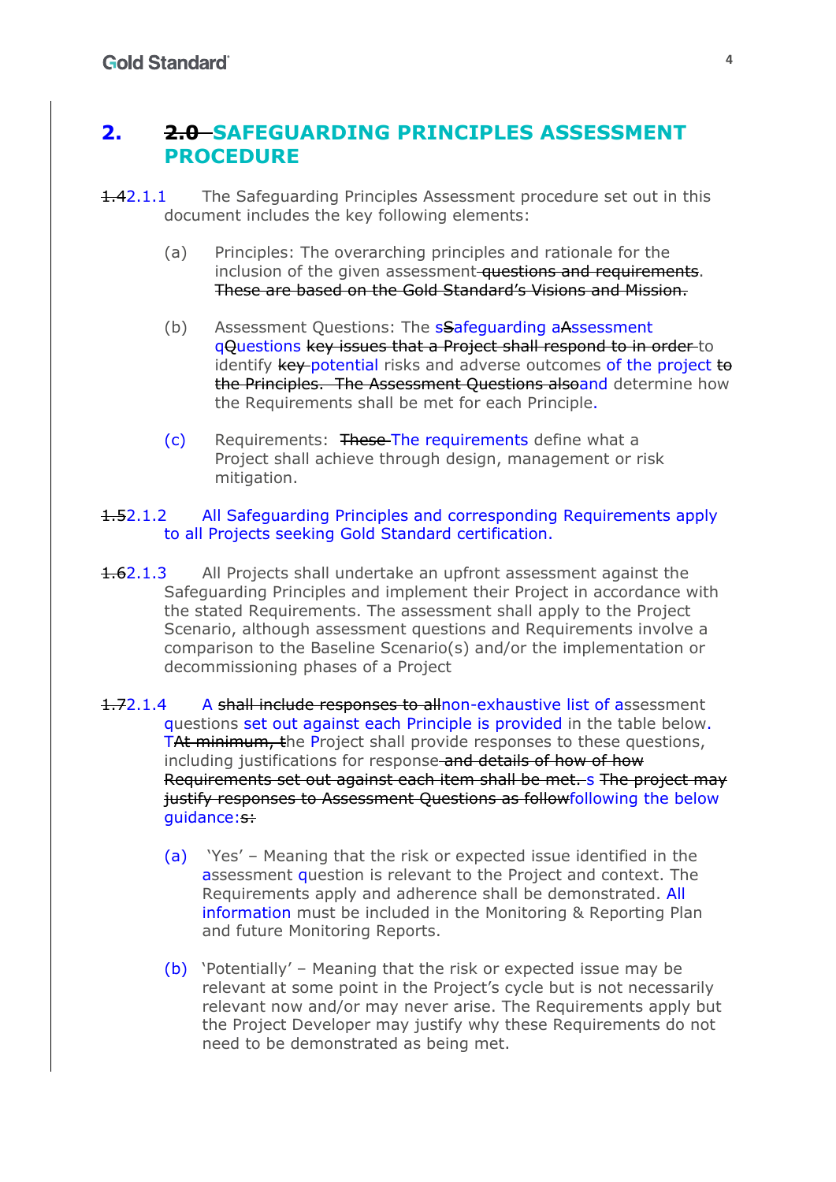# 2. ~~2.0~~ SAFEGUARDING PRINCIPLES ASSESSMENT PROCEDURE

~~1.4~~2.1.1 The Safeguarding Principles Assessment procedure set out in this document includes the key following elements:

(a) Principles: The overarching principles and rationale for the inclusion of the given assessment ~~questions and requirements~~. ~~These are based on the Gold Standard's Visions and Mission.~~

(b) Assessment Questions: The s~~S~~afeguarding a~~A~~ssessment q~~Q~~uestions ~~key issues that a Project shall respond to in order~~ to identify ~~key~~ potential risks and adverse outcomes of the project ~~to the Principles. The Assessment Questions also~~and determine how the Requirements shall be met for each Principle.

(c) Requirements: ~~These~~ The requirements define what a Project shall achieve through design, management or risk mitigation.

~~1.5~~2.1.2 All Safeguarding Principles and corresponding Requirements apply to all Projects seeking Gold Standard certification.

~~1.6~~2.1.3 All Projects shall undertake an upfront assessment against the Safeguarding Principles and implement their Project in accordance with the stated Requirements. The assessment shall apply to the Project Scenario, although assessment questions and Requirements involve a comparison to the Baseline Scenario(s) and/or the implementation or decommissioning phases of a Project

~~1.7~~2.1.4 A ~~shall include responses to all~~non-exhaustive list of assessment questions set out against each Principle is provided in the table below. T~~At minimum, t~~he Project shall provide responses to these questions, including justifications for response ~~and details of how of how Requirements set out against each item shall be met.~~ s ~~The project may justify responses to Assessment Questions as follow~~following the below guidance:~~s:~~

(a) 'Yes' – Meaning that the risk or expected issue identified in the assessment question is relevant to the Project and context. The Requirements apply and adherence shall be demonstrated. All information must be included in the Monitoring & Reporting Plan and future Monitoring Reports.

(b) 'Potentially' – Meaning that the risk or expected issue may be relevant at some point in the Project's cycle but is not necessarily relevant now and/or may never arise. The Requirements apply but the Project Developer may justify why these Requirements do not need to be demonstrated as being met.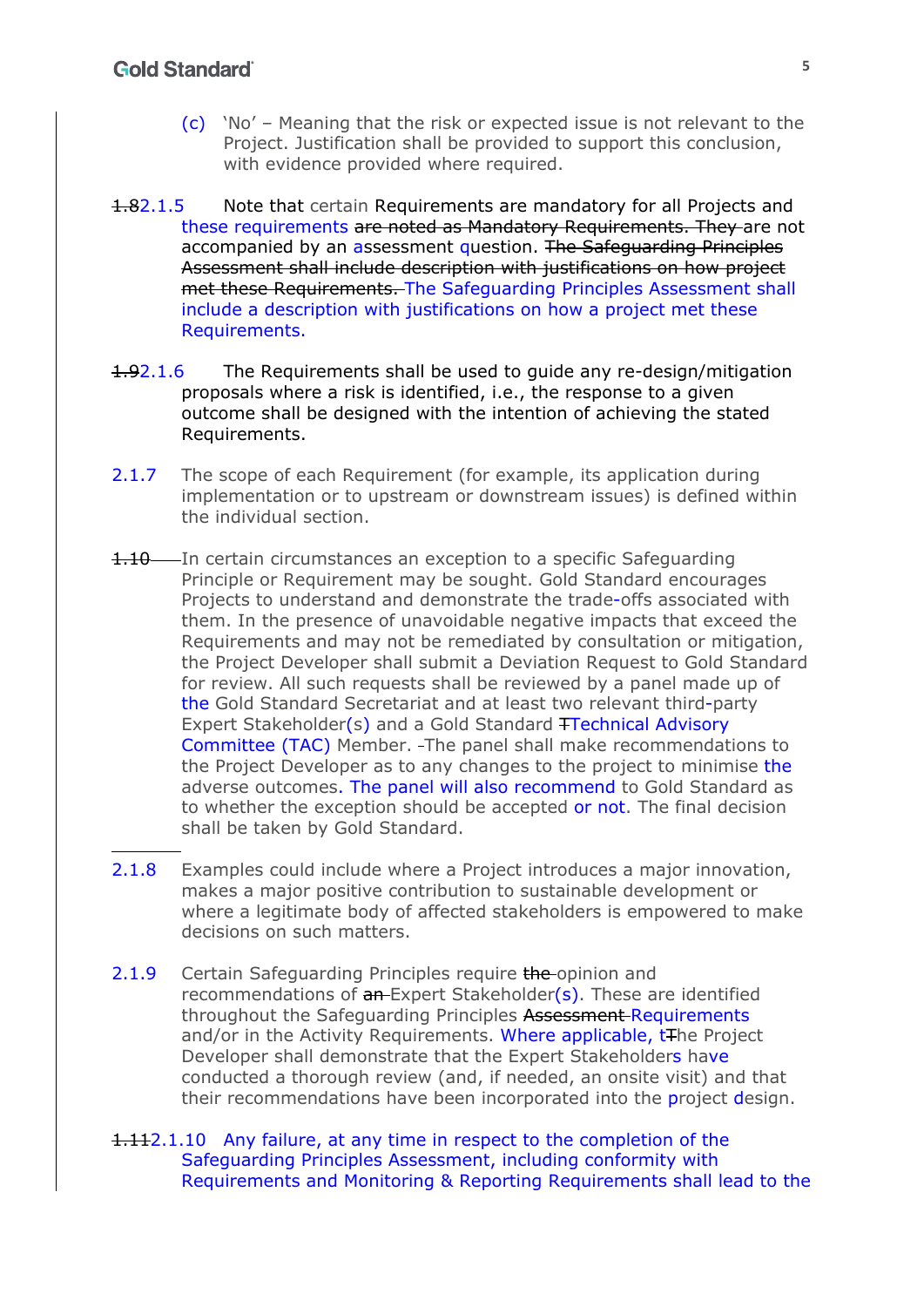(c) 'No' – Meaning that the risk or expected issue is not relevant to the Project. Justification shall be provided to support this conclusion, with evidence provided where required.

~~1.8~~2.1.5 Note that certain Requirements are mandatory for all Projects and these requirements ~~are noted as Mandatory Requirements. They~~ are not accompanied by an assessment question. ~~The Safeguarding Principles Assessment shall include description with justifications on how project met these Requirements.~~ The Safeguarding Principles Assessment shall include a description with justifications on how a project met these Requirements.

~~1.9~~2.1.6 The Requirements shall be used to guide any re-design/mitigation proposals where a risk is identified, i.e., the response to a given outcome shall be designed with the intention of achieving the stated Requirements.

2.1.7 The scope of each Requirement (for example, its application during implementation or to upstream or downstream issues) is defined within the individual section.

~~1.10~~ In certain circumstances an exception to a specific Safeguarding Principle or Requirement may be sought. Gold Standard encourages Projects to understand and demonstrate the trade-offs associated with them. In the presence of unavoidable negative impacts that exceed the Requirements and may not be remediated by consultation or mitigation, the Project Developer shall submit a Deviation Request to Gold Standard for review. All such requests shall be reviewed by a panel made up of the Gold Standard Secretariat and at least two relevant third-party Expert Stakeholder(s) and a Gold Standard ~~T~~Technical Advisory Committee (TAC) Member. The panel shall make recommendations to the Project Developer as to any changes to the project to minimise the adverse outcomes. The panel will also recommend to Gold Standard as to whether the exception should be accepted or not. The final decision shall be taken by Gold Standard.

2.1.8 Examples could include where a Project introduces a major innovation, makes a major positive contribution to sustainable development or where a legitimate body of affected stakeholders is empowered to make decisions on such matters.

2.1.9 Certain Safeguarding Principles require ~~the~~ opinion and recommendations of ~~an~~ Expert Stakeholder(s). These are identified throughout the Safeguarding Principles ~~Assessment~~ Requirements and/or in the Activity Requirements. Where applicable, t~~T~~he Project Developer shall demonstrate that the Expert Stakeholders have conducted a thorough review (and, if needed, an onsite visit) and that their recommendations have been incorporated into the project design.

~~1.11~~2.1.10 Any failure, at any time in respect to the completion of the Safeguarding Principles Assessment, including conformity with Requirements and Monitoring & Reporting Requirements shall lead to the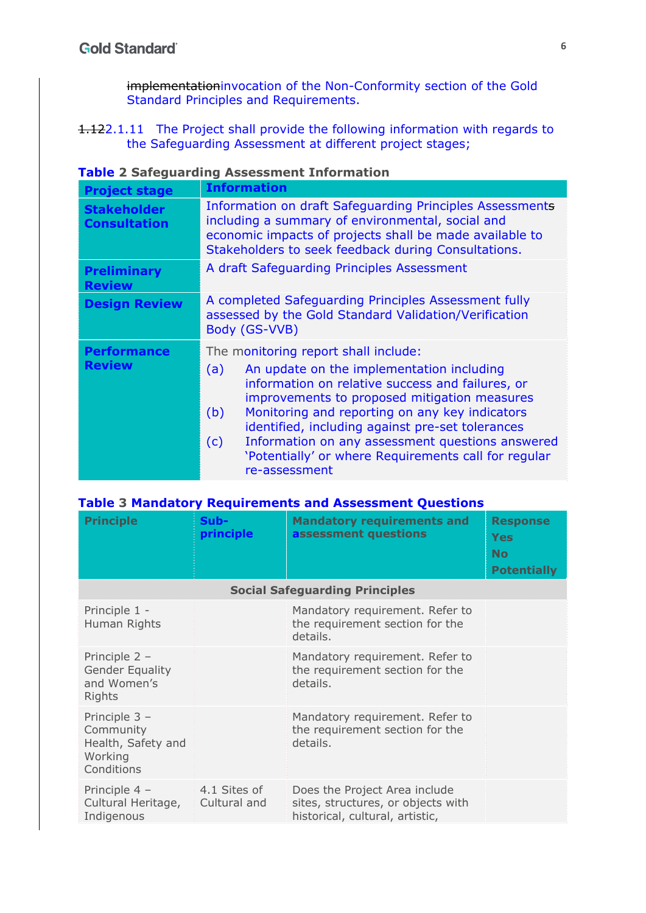~~implementation~~invocation of the Non-Conformity section of the Gold Standard Principles and Requirements.

~~1.12~~2.1.11 The Project shall provide the following information with regards to the Safeguarding Assessment at different project stages;

**Table 2 Safeguarding Assessment Information**

| **Project stage** | **Information** |
|---|---|
| **Stakeholder Consultation** | Information on draft Safeguarding Principles Assessment~~s~~ including a summary of environmental, social and economic impacts of projects shall be made available to Stakeholders to seek feedback during Consultations. |
| **Preliminary Review** | A draft Safeguarding Principles Assessment |
| **Design Review** | A completed Safeguarding Principles Assessment fully assessed by the Gold Standard Validation/Verification Body (GS-VVB) |
| **Performance Review** | The monitoring report shall include: (a) An update on the implementation including information on relative success and failures, or improvements to proposed mitigation measures (b) Monitoring and reporting on any key indicators identified, including against pre-set tolerances (c) Information on any assessment questions answered 'Potentially' or where Requirements call for regular re-assessment |

**Table 3 Mandatory Requirements and Assessment Questions**

| **Principle** | **Sub-principle** | **Mandatory requirements and assessment questions** | **Response Yes No Potentially** |
|---|---|---|---|
| | | **Social Safeguarding Principles** | |
| Principle 1 - Human Rights | | Mandatory requirement. Refer to the requirement section for the details. | |
| Principle 2 – Gender Equality and Women's Rights | | Mandatory requirement. Refer to the requirement section for the details. | |
| Principle 3 – Community Health, Safety and Working Conditions | | Mandatory requirement. Refer to the requirement section for the details. | |
| Principle 4 – Cultural Heritage, Indigenous | 4.1 Sites of Cultural and | Does the Project Area include sites, structures, or objects with historical, cultural, artistic, | |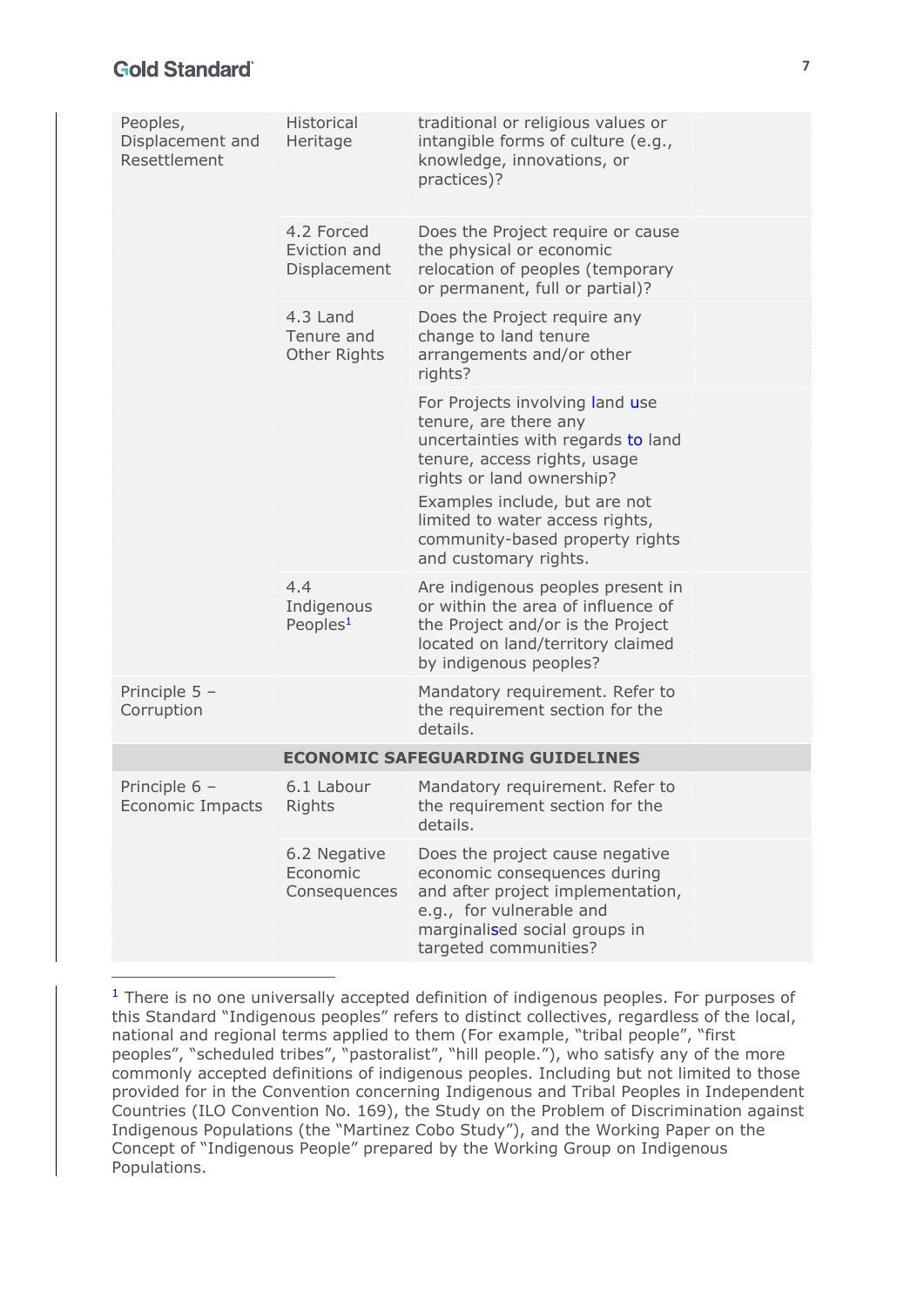| | | | |
|---|---|---|---|
| Peoples, Displacement and Resettlement | Historical Heritage | traditional or religious values or intangible forms of culture (e.g., knowledge, innovations, or practices)? | |
| | 4.2 Forced Eviction and Displacement | Does the Project require or cause the physical or economic relocation of peoples (temporary or permanent, full or partial)? | |
| | 4.3 Land Tenure and Other Rights | Does the Project require any change to land tenure arrangements and/or other rights? | |
| | | For Projects involving land use tenure, are there any uncertainties with regards to land tenure, access rights, usage rights or land ownership? Examples include, but are not limited to water access rights, community-based property rights and customary rights. | |
| | 4.4 Indigenous Peoples[1] | Are indigenous peoples present in or within the area of influence of the Project and/or is the Project located on land/territory claimed by indigenous peoples? | |
| Principle 5 – Corruption | | Mandatory requirement. Refer to the requirement section for the details. | |
| **ECONOMIC SAFEGUARDING GUIDELINES** | | | |
| Principle 6 – Economic Impacts | 6.1 Labour Rights | Mandatory requirement. Refer to the requirement section for the details. | |
| | 6.2 Negative Economic Consequences | Does the project cause negative economic consequences during and after project implementation, e.g., for vulnerable and marginalised social groups in targeted communities? | |

[1] There is no one universally accepted definition of indigenous peoples. For purposes of this Standard "Indigenous peoples" refers to distinct collectives, regardless of the local, national and regional terms applied to them (For example, "tribal people", "first peoples", "scheduled tribes", "pastoralist", "hill people."), who satisfy any of the more commonly accepted definitions of indigenous peoples. Including but not limited to those provided for in the Convention concerning Indigenous and Tribal Peoples in Independent Countries (ILO Convention No. 169), the Study on the Problem of Discrimination against Indigenous Populations (the "Martinez Cobo Study"), and the Working Paper on the Concept of "Indigenous People" prepared by the Working Group on Indigenous Populations.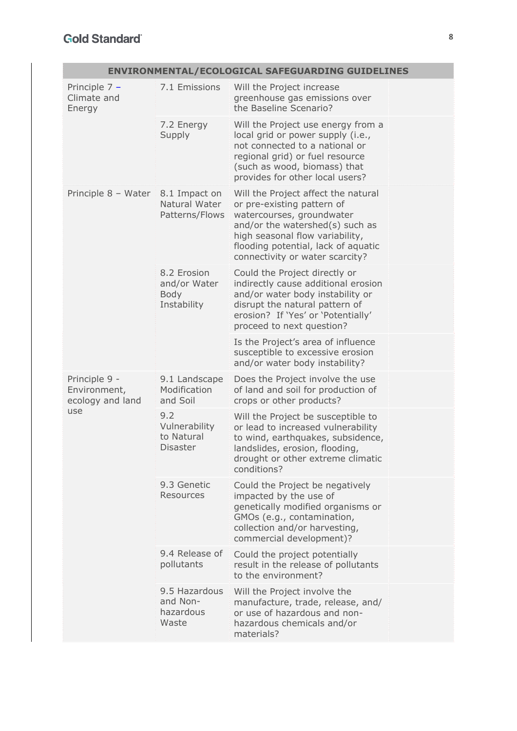| ENVIRONMENTAL/ECOLOGICAL SAFEGUARDING GUIDELINES | | | |
|---|---|---|---|
| Principle 7 – Climate and Energy | 7.1 Emissions | Will the Project increase greenhouse gas emissions over the Baseline Scenario? | |
| | 7.2 Energy Supply | Will the Project use energy from a local grid or power supply (i.e., not connected to a national or regional grid) or fuel resource (such as wood, biomass) that provides for other local users? | |
| Principle 8 – Water | 8.1 Impact on Natural Water Patterns/Flows | Will the Project affect the natural or pre-existing pattern of watercourses, groundwater and/or the watershed(s) such as high seasonal flow variability, flooding potential, lack of aquatic connectivity or water scarcity? | |
| | 8.2 Erosion and/or Water Body Instability | Could the Project directly or indirectly cause additional erosion and/or water body instability or disrupt the natural pattern of erosion? If 'Yes' or 'Potentially' proceed to next question? | |
| | | Is the Project's area of influence susceptible to excessive erosion and/or water body instability? | |
| Principle 9 - Environment, ecology and land use | 9.1 Landscape Modification and Soil | Does the Project involve the use of land and soil for production of crops or other products? | |
| | 9.2 Vulnerability to Natural Disaster | Will the Project be susceptible to or lead to increased vulnerability to wind, earthquakes, subsidence, landslides, erosion, flooding, drought or other extreme climatic conditions? | |
| | 9.3 Genetic Resources | Could the Project be negatively impacted by the use of genetically modified organisms or GMOs (e.g., contamination, collection and/or harvesting, commercial development)? | |
| | 9.4 Release of pollutants | Could the project potentially result in the release of pollutants to the environment? | |
| | 9.5 Hazardous and Non-hazardous Waste | Will the Project involve the manufacture, trade, release, and/ or use of hazardous and non-hazardous chemicals and/or materials? | |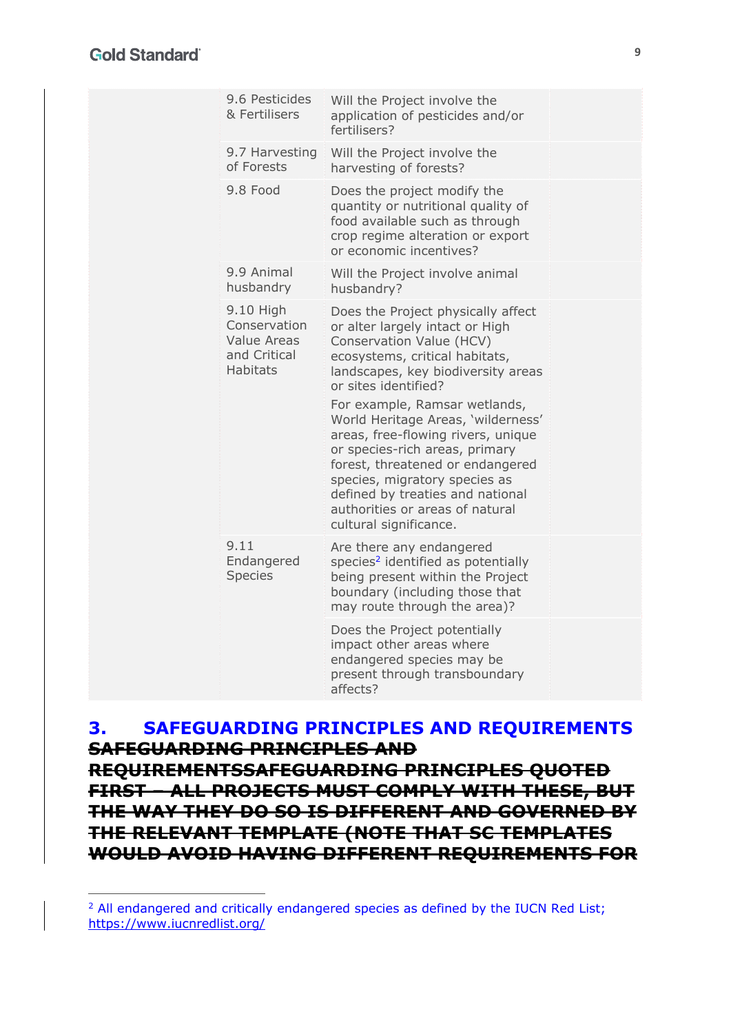| | | | |
|---|---|---|---|
| | 9.6 Pesticides & Fertilisers | Will the Project involve the application of pesticides and/or fertilisers? | |
| | 9.7 Harvesting of Forests | Will the Project involve the harvesting of forests? | |
| | 9.8 Food | Does the project modify the quantity or nutritional quality of food available such as through crop regime alteration or export or economic incentives? | |
| | 9.9 Animal husbandry | Will the Project involve animal husbandry? | |
| | 9.10 High Conservation Value Areas and Critical Habitats | Does the Project physically affect or alter largely intact or High Conservation Value (HCV) ecosystems, critical habitats, landscapes, key biodiversity areas or sites identified?<br>For example, Ramsar wetlands, World Heritage Areas, 'wilderness' areas, free-flowing rivers, unique or species-rich areas, primary forest, threatened or endangered species, migratory species as defined by treaties and national authorities or areas of natural cultural significance. | |
| | 9.11 Endangered Species | Are there any endangered species[2] identified as potentially being present within the Project boundary (including those that may route through the area)? | |
| | | Does the Project potentially impact other areas where endangered species may be present through transboundary affects? | |

# 3. SAFEGUARDING PRINCIPLES AND REQUIREMENTS

~~SAFEGUARDING PRINCIPLES AND REQUIREMENTSSAFEGUARDING PRINCIPLES QUOTED FIRST – ALL PROJECTS MUST COMPLY WITH THESE, BUT THE WAY THEY DO SO IS DIFFERENT AND GOVERNED BY THE RELEVANT TEMPLATE (NOTE THAT SC TEMPLATES WOULD AVOID HAVING DIFFERENT REQUIREMENTS FOR~~

[2] All endangered and critically endangered species as defined by the IUCN Red List; https://www.iucnredlist.org/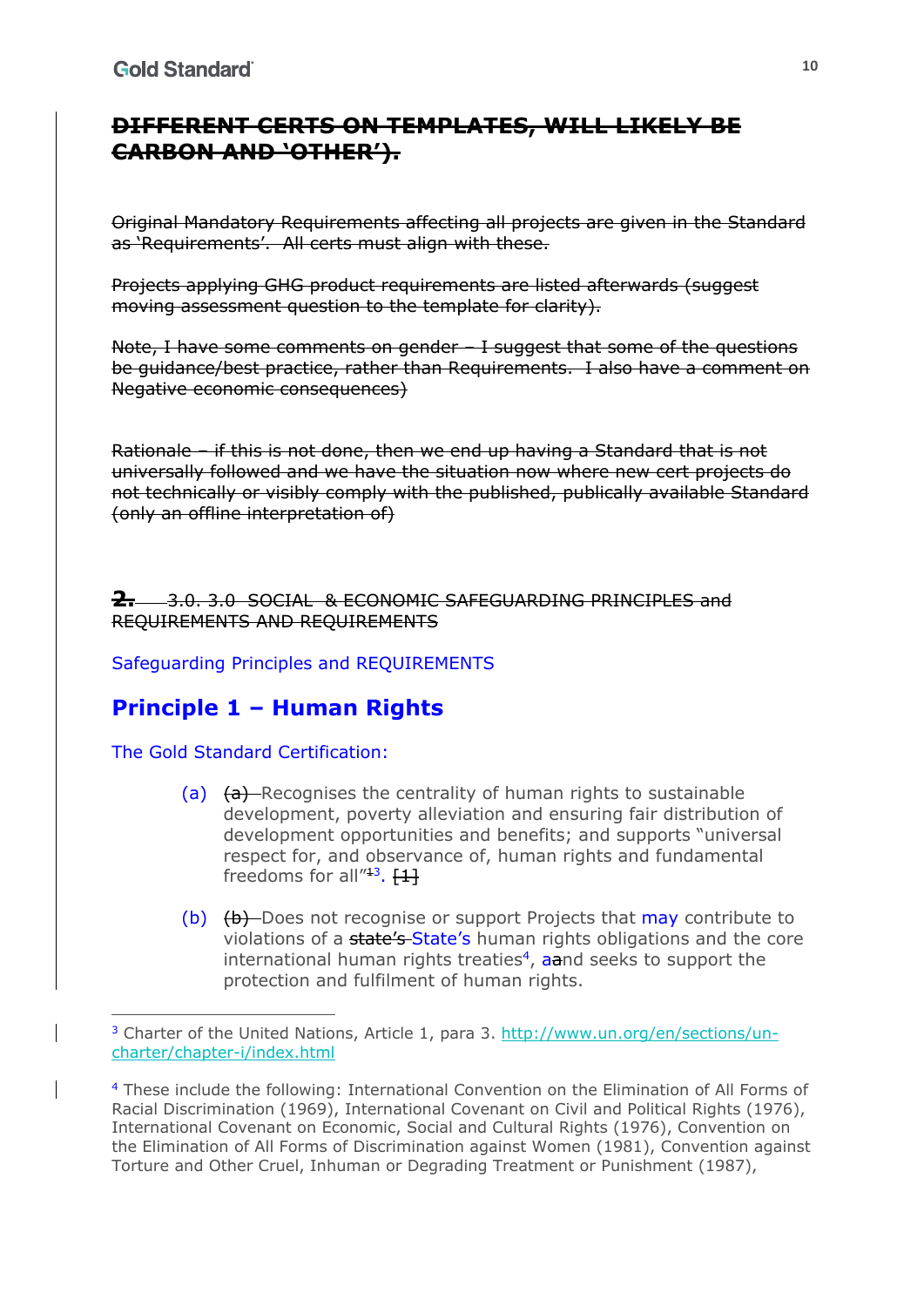## ~~DIFFERENT CERTS ON TEMPLATES, WILL LIKELY BE CARBON AND 'OTHER').~~

~~Original Mandatory Requirements affecting all projects are given in the Standard as 'Requirements'. All certs must align with these.~~

~~Projects applying GHG product requirements are listed afterwards (suggest moving assessment question to the template for clarity).~~

~~Note, I have some comments on gender – I suggest that some of the questions be guidance/best practice, rather than Requirements. I also have a comment on Negative economic consequences)~~

~~Rationale – if this is not done, then we end up having a Standard that is not universally followed and we have the situation now where new cert projects do not technically or visibly comply with the published, publically available Standard (only an offline interpretation of)~~

~~2. 3.0. 3.0 SOCIAL & ECONOMIC SAFEGUARDING PRINCIPLES and REQUIREMENTS AND REQUIREMENTS~~

Safeguarding Principles and REQUIREMENTS

## Principle 1 – Human Rights

The Gold Standard Certification:

(a) ~~(a)~~ Recognises the centrality of human rights to sustainable development, poverty alleviation and ensuring fair distribution of development opportunities and benefits; and supports "universal respect for, and observance of, human rights and fundamental freedoms for all"[3]. ~~[1]~~

(b) ~~(b)~~ Does not recognise or support Projects that may contribute to violations of a ~~state's~~ State's human rights obligations and the core international human rights treaties[4], and seeks to support the protection and fulfilment of human rights.

---

[3] Charter of the United Nations, Article 1, para 3. http://www.un.org/en/sections/un-charter/chapter-i/index.html

[4] These include the following: International Convention on the Elimination of All Forms of Racial Discrimination (1969), International Covenant on Civil and Political Rights (1976), International Covenant on Economic, Social and Cultural Rights (1976), Convention on the Elimination of All Forms of Discrimination against Women (1981), Convention against Torture and Other Cruel, Inhuman or Degrading Treatment or Punishment (1987),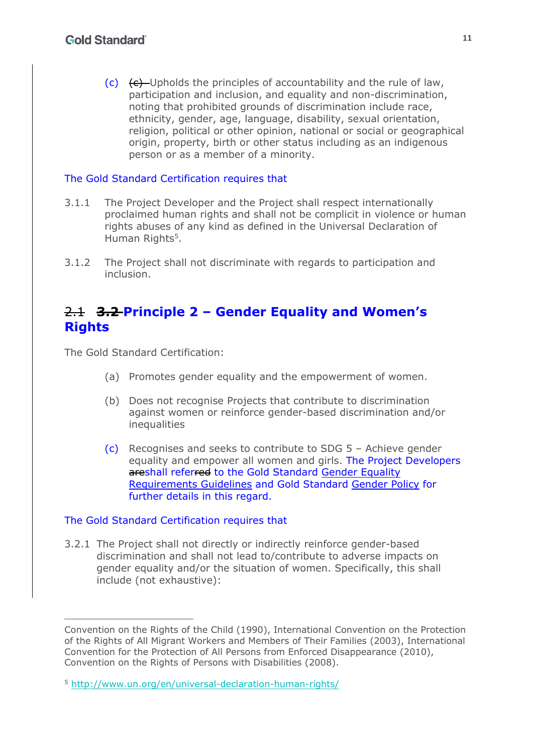(c) ~~(c)~~ Upholds the principles of accountability and the rule of law, participation and inclusion, and equality and non-discrimination, noting that prohibited grounds of discrimination include race, ethnicity, gender, age, language, disability, sexual orientation, religion, political or other opinion, national or social or geographical origin, property, birth or other status including as an indigenous person or as a member of a minority.

The Gold Standard Certification requires that

3.1.1 The Project Developer and the Project shall respect internationally proclaimed human rights and shall not be complicit in violence or human rights abuses of any kind as defined in the Universal Declaration of Human Rights[5].

3.1.2 The Project shall not discriminate with regards to participation and inclusion.

## ~~2.1~~ ~~3.2~~ Principle 2 – Gender Equality and Women's Rights

The Gold Standard Certification:

(a) Promotes gender equality and the empowerment of women.

(b) Does not recognise Projects that contribute to discrimination against women or reinforce gender-based discrimination and/or inequalities

(c) Recognises and seeks to contribute to SDG 5 – Achieve gender equality and empower all women and girls. The Project Developers ~~are~~shall refer~~red~~ to the Gold Standard Gender Equality Requirements Guidelines and Gold Standard Gender Policy for further details in this regard.

The Gold Standard Certification requires that

3.2.1 The Project shall not directly or indirectly reinforce gender-based discrimination and shall not lead to/contribute to adverse impacts on gender equality and/or the situation of women. Specifically, this shall include (not exhaustive):

---

Convention on the Rights of the Child (1990), International Convention on the Protection of the Rights of All Migrant Workers and Members of Their Families (2003), International Convention for the Protection of All Persons from Enforced Disappearance (2010), Convention on the Rights of Persons with Disabilities (2008).

[5] http://www.un.org/en/universal-declaration-human-rights/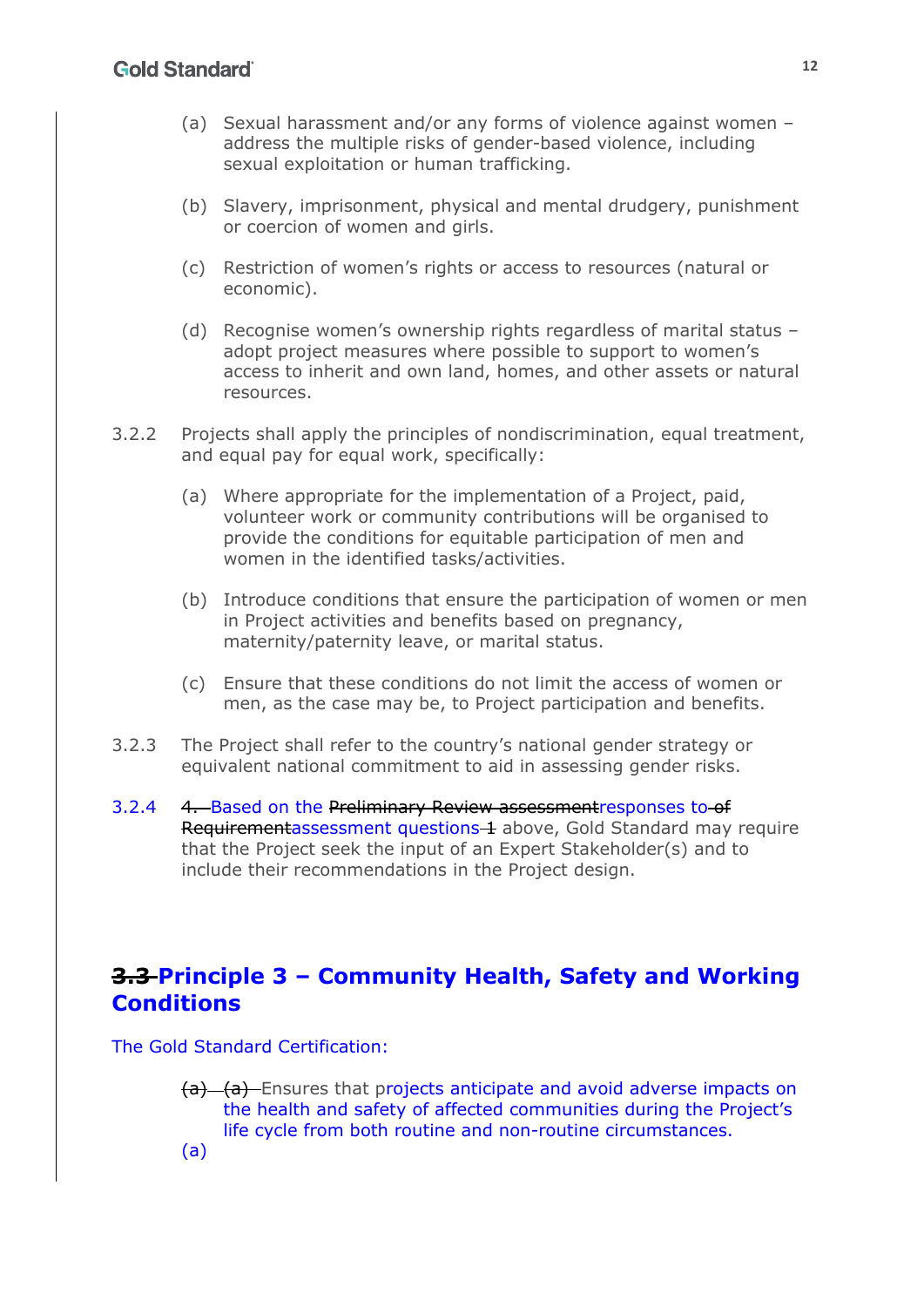(a) Sexual harassment and/or any forms of violence against women – address the multiple risks of gender-based violence, including sexual exploitation or human trafficking.

(b) Slavery, imprisonment, physical and mental drudgery, punishment or coercion of women and girls.

(c) Restriction of women's rights or access to resources (natural or economic).

(d) Recognise women's ownership rights regardless of marital status – adopt project measures where possible to support to women's access to inherit and own land, homes, and other assets or natural resources.

3.2.2 Projects shall apply the principles of nondiscrimination, equal treatment, and equal pay for equal work, specifically:

(a) Where appropriate for the implementation of a Project, paid, volunteer work or community contributions will be organised to provide the conditions for equitable participation of men and women in the identified tasks/activities.

(b) Introduce conditions that ensure the participation of women or men in Project activities and benefits based on pregnancy, maternity/paternity leave, or marital status.

(c) Ensure that these conditions do not limit the access of women or men, as the case may be, to Project participation and benefits.

3.2.3 The Project shall refer to the country's national gender strategy or equivalent national commitment to aid in assessing gender risks.

3.2.4 ~~4.~~ Based on the ~~Preliminary Review assessment~~responses to ~~of Requirement~~assessment questions ~~1~~ above, Gold Standard may require that the Project seek the input of an Expert Stakeholder(s) and to include their recommendations in the Project design.

## ~~3.3~~ Principle 3 – Community Health, Safety and Working Conditions

The Gold Standard Certification:

~~(a)~~ ~~(a)~~ Ensures that projects anticipate and avoid adverse impacts on the health and safety of affected communities during the Project's life cycle from both routine and non-routine circumstances.

(a)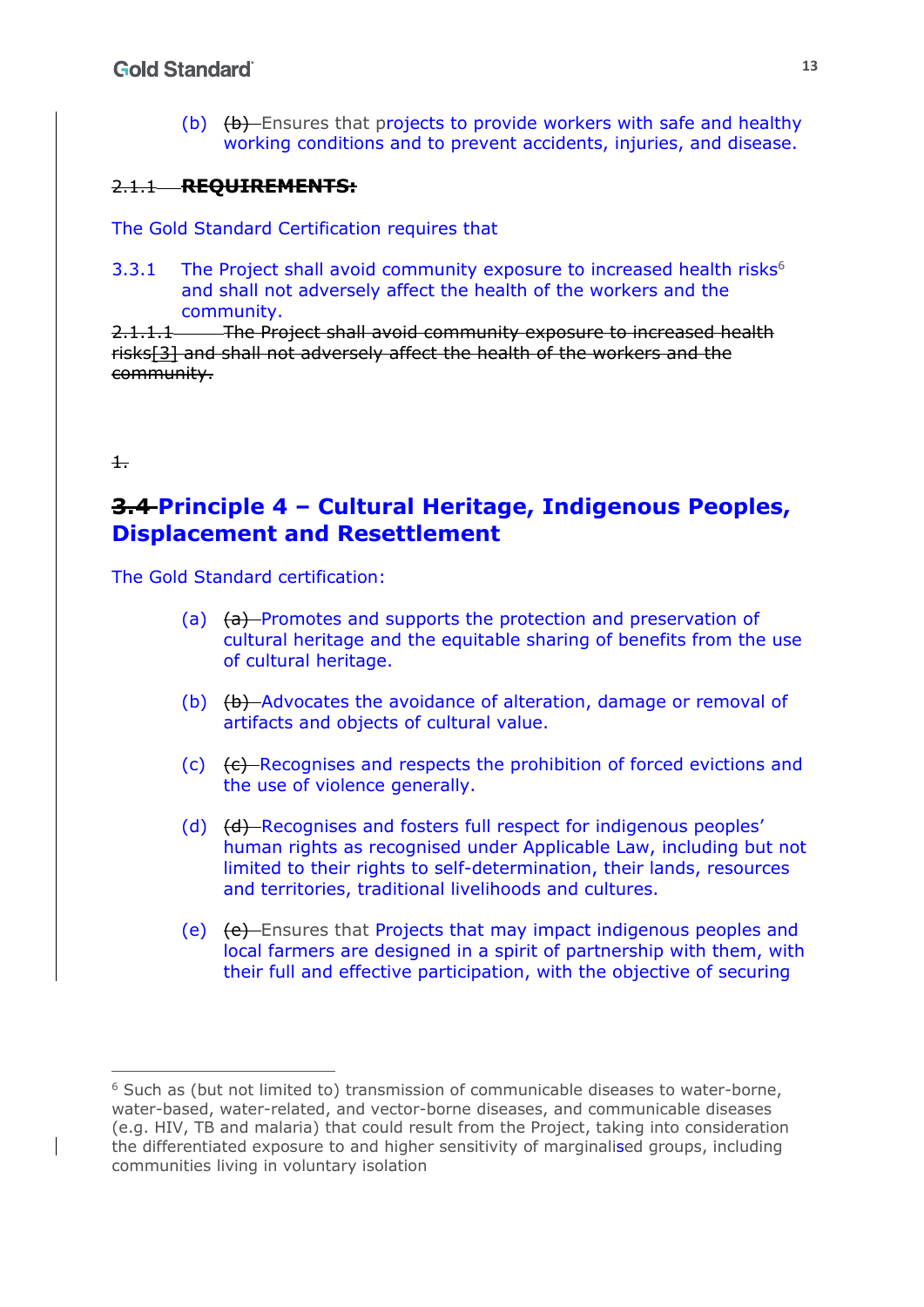(b) ~~(b)~~ Ensures that projects to provide workers with safe and healthy working conditions and to prevent accidents, injuries, and disease.

~~2.1.1 **REQUIREMENTS:**~~

The Gold Standard Certification requires that

3.3.1 The Project shall avoid community exposure to increased health risks[6] and shall not adversely affect the health of the workers and the community.

~~2.1.1.1 The Project shall avoid community exposure to increased health risks[3] and shall not adversely affect the health of the workers and the community.~~

~~1.~~

## ~~3.4~~ Principle 4 – Cultural Heritage, Indigenous Peoples, Displacement and Resettlement

The Gold Standard certification:

(a) ~~(a)~~ Promotes and supports the protection and preservation of cultural heritage and the equitable sharing of benefits from the use of cultural heritage.

(b) ~~(b)~~ Advocates the avoidance of alteration, damage or removal of artifacts and objects of cultural value.

(c) ~~(c)~~ Recognises and respects the prohibition of forced evictions and the use of violence generally.

(d) ~~(d)~~ Recognises and fosters full respect for indigenous peoples' human rights as recognised under Applicable Law, including but not limited to their rights to self-determination, their lands, resources and territories, traditional livelihoods and cultures.

(e) ~~(e)~~ Ensures that Projects that may impact indigenous peoples and local farmers are designed in a spirit of partnership with them, with their full and effective participation, with the objective of securing

---

[6] Such as (but not limited to) transmission of communicable diseases to water-borne, water-based, water-related, and vector-borne diseases, and communicable diseases (e.g. HIV, TB and malaria) that could result from the Project, taking into consideration the differentiated exposure to and higher sensitivity of marginalised groups, including communities living in voluntary isolation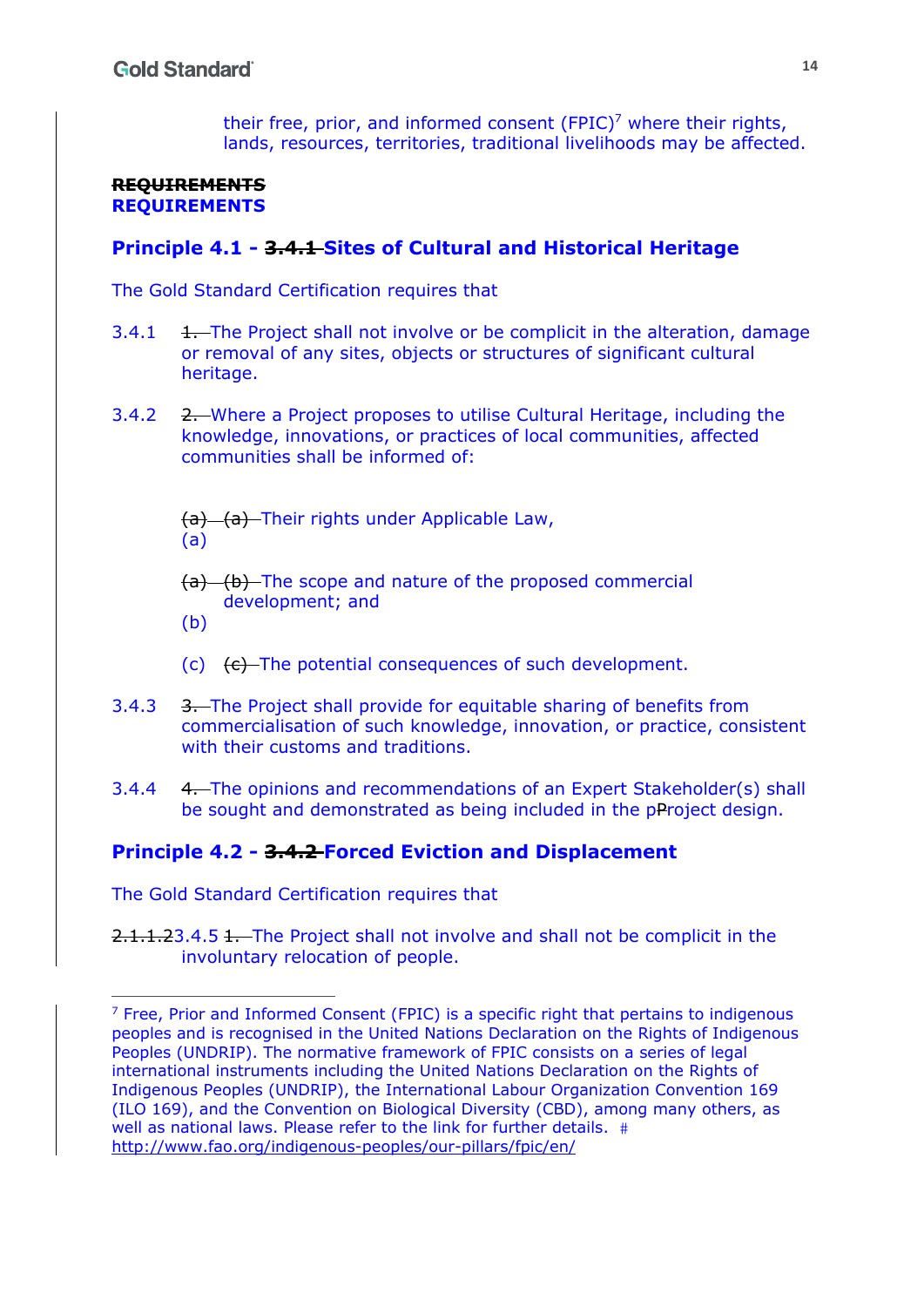their free, prior, and informed consent (FPIC)[7] where their rights, lands, resources, territories, traditional livelihoods may be affected.

~~**REQUIREMENTS**~~
**REQUIREMENTS**

## Principle 4.1 - ~~3.4.1~~ Sites of Cultural and Historical Heritage

The Gold Standard Certification requires that

3.4.1 ~~1.~~ The Project shall not involve or be complicit in the alteration, damage or removal of any sites, objects or structures of significant cultural heritage.

3.4.2 ~~2.~~ Where a Project proposes to utilise Cultural Heritage, including the knowledge, innovations, or practices of local communities, affected communities shall be informed of:

(a) ~~(a) (a)~~ Their rights under Applicable Law,

(b) ~~(a) (b)~~ The scope and nature of the proposed commercial development; and

(c) ~~(c)~~ The potential consequences of such development.

3.4.3 ~~3.~~ The Project shall provide for equitable sharing of benefits from commercialisation of such knowledge, innovation, or practice, consistent with their customs and traditions.

3.4.4 ~~4.~~ The opinions and recommendations of an Expert Stakeholder(s) shall be sought and demonstrated as being included in the p~~P~~roject design.

## Principle 4.2 - ~~3.4.2~~ Forced Eviction and Displacement

The Gold Standard Certification requires that

~~2.1.1.2~~3.4.5 ~~1.~~ The Project shall not involve and shall not be complicit in the involuntary relocation of people.

---

[7] Free, Prior and Informed Consent (FPIC) is a specific right that pertains to indigenous peoples and is recognised in the United Nations Declaration on the Rights of Indigenous Peoples (UNDRIP). The normative framework of FPIC consists on a series of legal international instruments including the United Nations Declaration on the Rights of Indigenous Peoples (UNDRIP), the International Labour Organization Convention 169 (ILO 169), and the Convention on Biological Diversity (CBD), among many others, as well as national laws. Please refer to the link for further details. # http://www.fao.org/indigenous-peoples/our-pillars/fpic/en/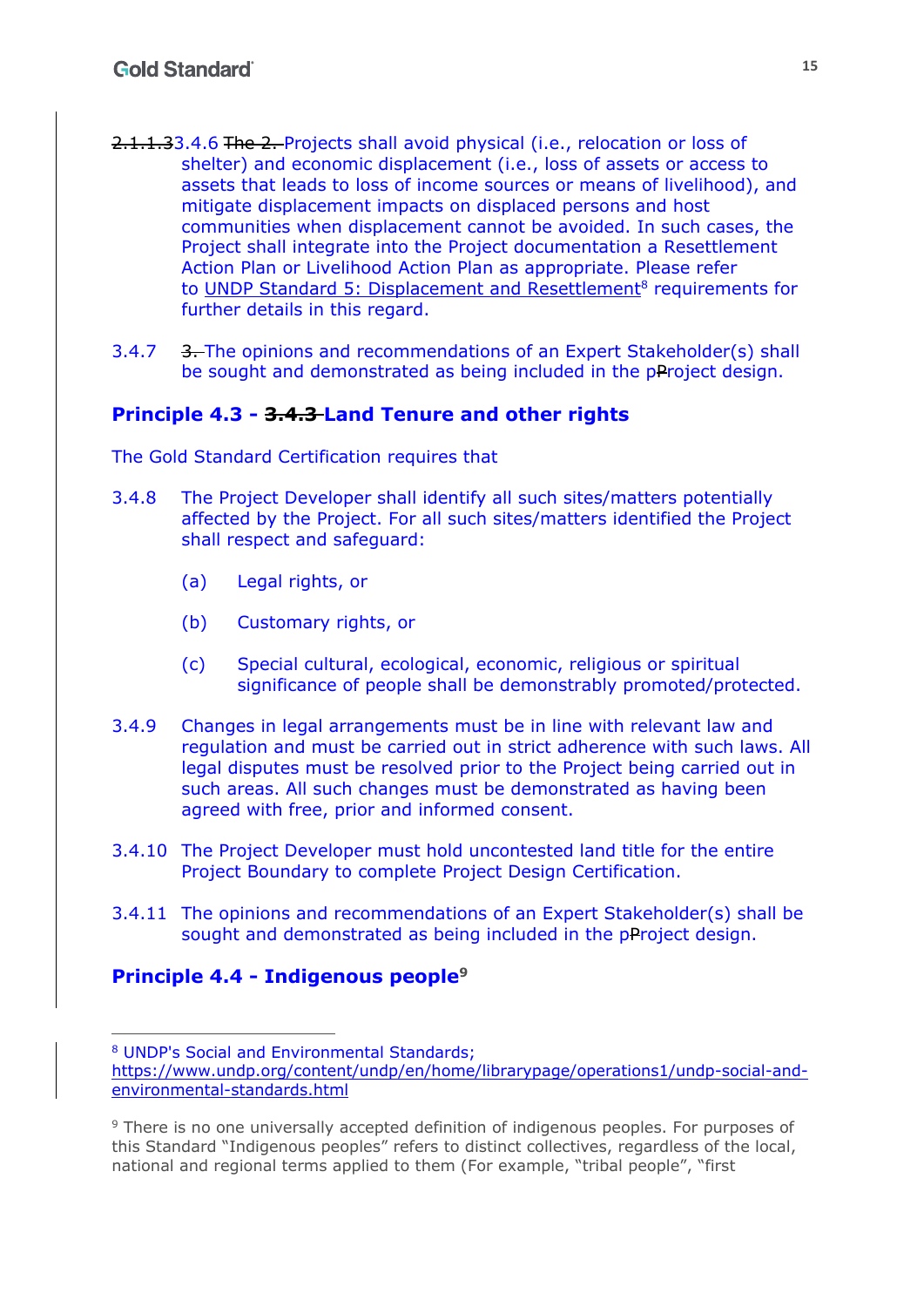~~2.1.1.3~~3.4.6 ~~The 2.~~ Projects shall avoid physical (i.e., relocation or loss of shelter) and economic displacement (i.e., loss of assets or access to assets that leads to loss of income sources or means of livelihood), and mitigate displacement impacts on displaced persons and host communities when displacement cannot be avoided. In such cases, the Project shall integrate into the Project documentation a Resettlement Action Plan or Livelihood Action Plan as appropriate. Please refer to UNDP Standard 5: Displacement and Resettlement[8] requirements for further details in this regard.

3.4.7 ~~3.~~ The opinions and recommendations of an Expert Stakeholder(s) shall be sought and demonstrated as being included in the p~~P~~roject design.

## Principle 4.3 - ~~3.4.3~~ Land Tenure and other rights

The Gold Standard Certification requires that

3.4.8 The Project Developer shall identify all such sites/matters potentially affected by the Project. For all such sites/matters identified the Project shall respect and safeguard:

(a) Legal rights, or

(b) Customary rights, or

(c) Special cultural, ecological, economic, religious or spiritual significance of people shall be demonstrably promoted/protected.

3.4.9 Changes in legal arrangements must be in line with relevant law and regulation and must be carried out in strict adherence with such laws. All legal disputes must be resolved prior to the Project being carried out in such areas. All such changes must be demonstrated as having been agreed with free, prior and informed consent.

3.4.10 The Project Developer must hold uncontested land title for the entire Project Boundary to complete Project Design Certification.

3.4.11 The opinions and recommendations of an Expert Stakeholder(s) shall be sought and demonstrated as being included in the p~~P~~roject design.

## Principle 4.4 - Indigenous people[9]

---

[8] UNDP's Social and Environmental Standards; https://www.undp.org/content/undp/en/home/librarypage/operations1/undp-social-and-environmental-standards.html

[9] There is no one universally accepted definition of indigenous peoples. For purposes of this Standard "Indigenous peoples" refers to distinct collectives, regardless of the local, national and regional terms applied to them (For example, "tribal people", "first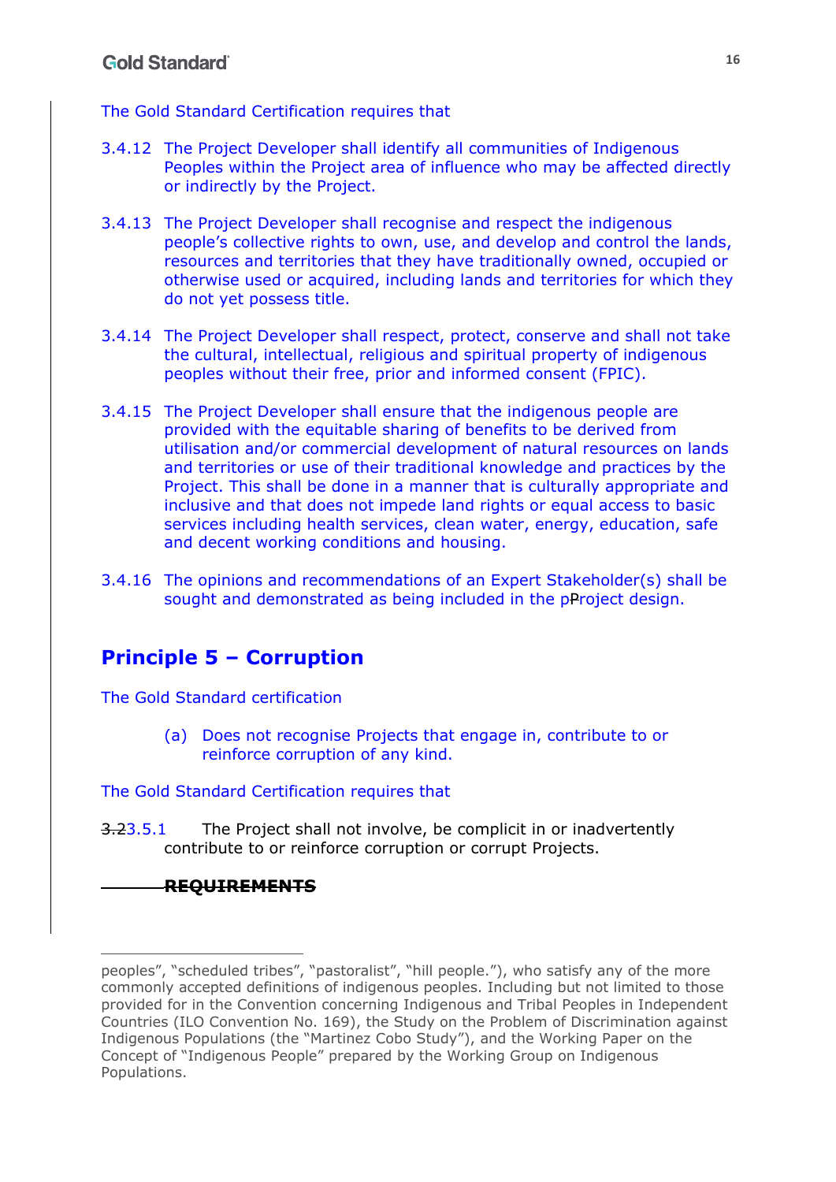The Gold Standard Certification requires that

3.4.12 The Project Developer shall identify all communities of Indigenous Peoples within the Project area of influence who may be affected directly or indirectly by the Project.

3.4.13 The Project Developer shall recognise and respect the indigenous people's collective rights to own, use, and develop and control the lands, resources and territories that they have traditionally owned, occupied or otherwise used or acquired, including lands and territories for which they do not yet possess title.

3.4.14 The Project Developer shall respect, protect, conserve and shall not take the cultural, intellectual, religious and spiritual property of indigenous peoples without their free, prior and informed consent (FPIC).

3.4.15 The Project Developer shall ensure that the indigenous people are provided with the equitable sharing of benefits to be derived from utilisation and/or commercial development of natural resources on lands and territories or use of their traditional knowledge and practices by the Project. This shall be done in a manner that is culturally appropriate and inclusive and that does not impede land rights or equal access to basic services including health services, clean water, energy, education, safe and decent working conditions and housing.

3.4.16 The opinions and recommendations of an Expert Stakeholder(s) shall be sought and demonstrated as being included in the pProject design.

## Principle 5 – Corruption

The Gold Standard certification

(a) Does not recognise Projects that engage in, contribute to or reinforce corruption of any kind.

The Gold Standard Certification requires that

~~3.2~~3.5.1 The Project shall not involve, be complicit in or inadvertently contribute to or reinforce corruption or corrupt Projects.

~~**REQUIREMENTS**~~

---

peoples", "scheduled tribes", "pastoralist", "hill people."), who satisfy any of the more commonly accepted definitions of indigenous peoples. Including but not limited to those provided for in the Convention concerning Indigenous and Tribal Peoples in Independent Countries (ILO Convention No. 169), the Study on the Problem of Discrimination against Indigenous Populations (the "Martinez Cobo Study"), and the Working Paper on the Concept of "Indigenous People" prepared by the Working Group on Indigenous Populations.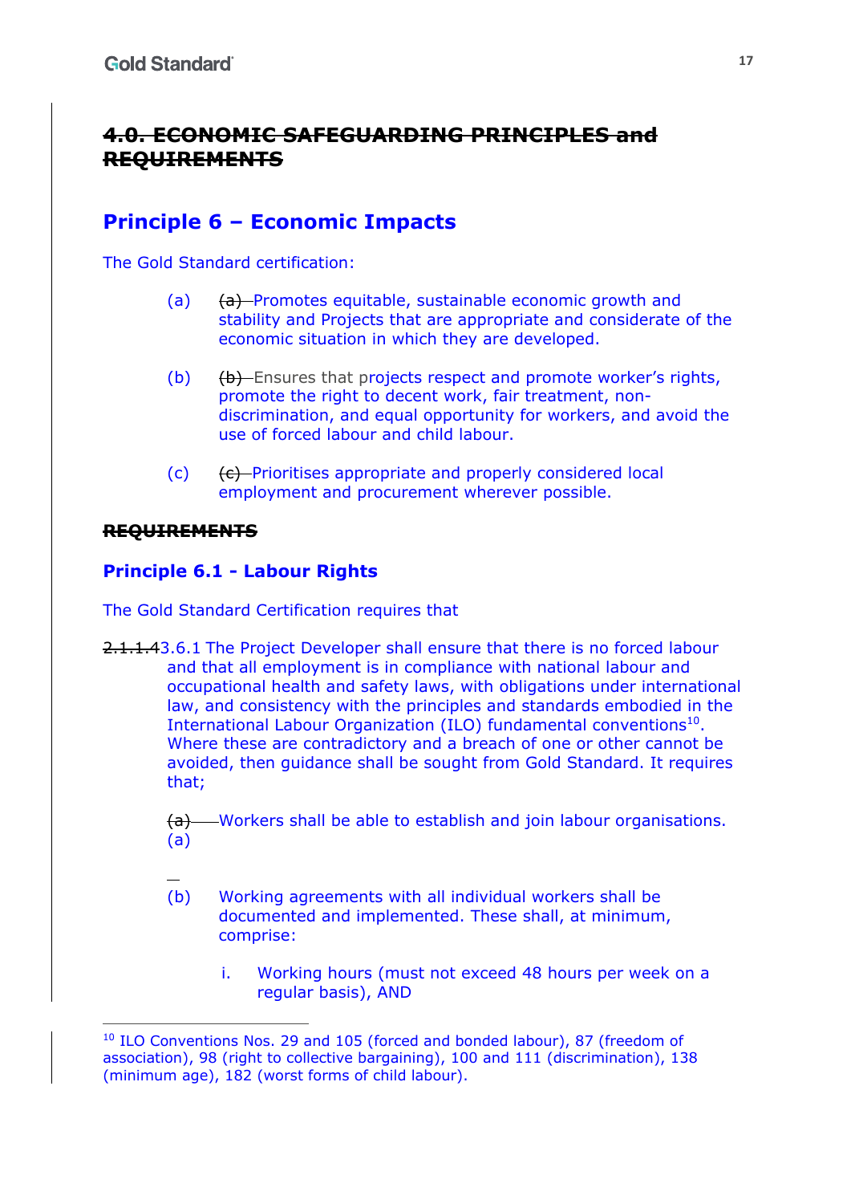# ~~4.0. ECONOMIC SAFEGUARDING PRINCIPLES and REQUIREMENTS~~

## Principle 6 – Economic Impacts

The Gold Standard certification:

(a) ~~(a)~~ Promotes equitable, sustainable economic growth and stability and Projects that are appropriate and considerate of the economic situation in which they are developed.

(b) ~~(b)~~ Ensures that projects respect and promote worker's rights, promote the right to decent work, fair treatment, non-discrimination, and equal opportunity for workers, and avoid the use of forced labour and child labour.

(c) ~~(c)~~ Prioritises appropriate and properly considered local employment and procurement wherever possible.

**~~REQUIREMENTS~~**

### Principle 6.1 - Labour Rights

The Gold Standard Certification requires that

~~2.1.1.4~~3.6.1 The Project Developer shall ensure that there is no forced labour and that all employment is in compliance with national labour and occupational health and safety laws, with obligations under international law, and consistency with the principles and standards embodied in the International Labour Organization (ILO) fundamental conventions[10]. Where these are contradictory and a breach of one or other cannot be avoided, then guidance shall be sought from Gold Standard. It requires that;

~~(a)~~ (a) Workers shall be able to establish and join labour organisations.

(b) Working agreements with all individual workers shall be documented and implemented. These shall, at minimum, comprise:

i. Working hours (must not exceed 48 hours per week on a regular basis), AND

[10] ILO Conventions Nos. 29 and 105 (forced and bonded labour), 87 (freedom of association), 98 (right to collective bargaining), 100 and 111 (discrimination), 138 (minimum age), 182 (worst forms of child labour).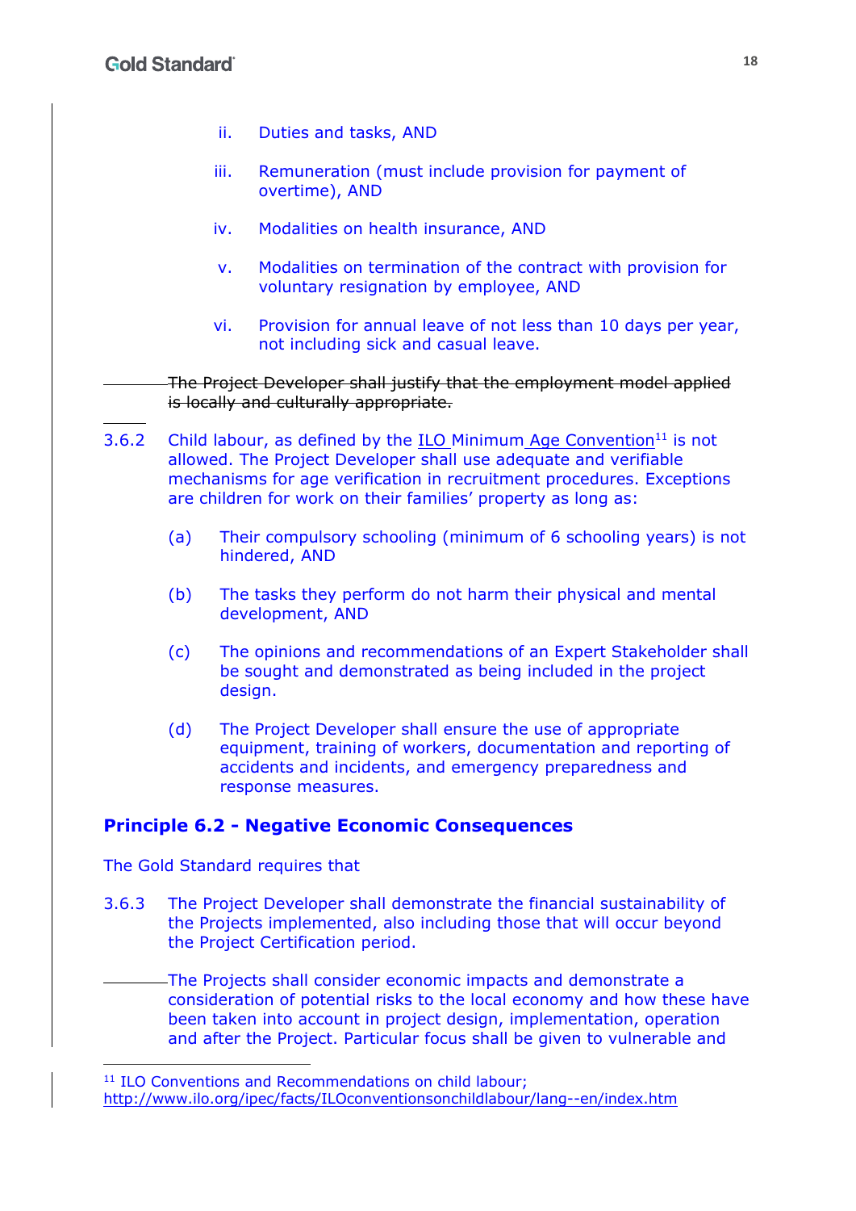ii. Duties and tasks, AND

iii. Remuneration (must include provision for payment of overtime), AND

iv. Modalities on health insurance, AND

v. Modalities on termination of the contract with provision for voluntary resignation by employee, AND

vi. Provision for annual leave of not less than 10 days per year, not including sick and casual leave.

~~The Project Developer shall justify that the employment model applied is locally and culturally appropriate.~~

3.6.2 Child labour, as defined by the ILO Minimum Age Convention[11] is not allowed. The Project Developer shall use adequate and verifiable mechanisms for age verification in recruitment procedures. Exceptions are children for work on their families' property as long as:

(a) Their compulsory schooling (minimum of 6 schooling years) is not hindered, AND

(b) The tasks they perform do not harm their physical and mental development, AND

(c) The opinions and recommendations of an Expert Stakeholder shall be sought and demonstrated as being included in the project design.

(d) The Project Developer shall ensure the use of appropriate equipment, training of workers, documentation and reporting of accidents and incidents, and emergency preparedness and response measures.

### Principle 6.2 - Negative Economic Consequences

The Gold Standard requires that

3.6.3 The Project Developer shall demonstrate the financial sustainability of the Projects implemented, also including those that will occur beyond the Project Certification period.

The Projects shall consider economic impacts and demonstrate a consideration of potential risks to the local economy and how these have been taken into account in project design, implementation, operation and after the Project. Particular focus shall be given to vulnerable and

[11] ILO Conventions and Recommendations on child labour; http://www.ilo.org/ipec/facts/ILOconventionsonchildlabour/lang--en/index.htm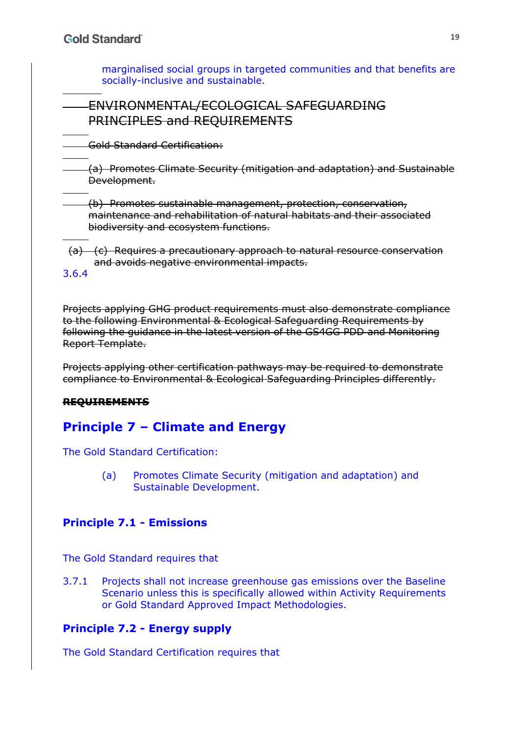marginalised social groups in targeted communities and that benefits are socially-inclusive and sustainable.

~~ENVIRONMENTAL/ECOLOGICAL SAFEGUARDING PRINCIPLES and REQUIREMENTS~~

~~Gold Standard Certification:~~

~~(a) Promotes Climate Security (mitigation and adaptation) and Sustainable Development.~~

~~(b) Promotes sustainable management, protection, conservation, maintenance and rehabilitation of natural habitats and their associated biodiversity and ecosystem functions.~~

~~(a) (c) Requires a precautionary approach to natural resource conservation and avoids negative environmental impacts.~~

3.6.4

~~Projects applying GHG product requirements must also demonstrate compliance to the following Environmental & Ecological Safeguarding Requirements by following the guidance in the latest version of the GS4GG PDD and Monitoring Report Template.~~

~~Projects applying other certification pathways may be required to demonstrate compliance to Environmental & Ecological Safeguarding Principles differently.~~

~~**REQUIREMENTS**~~

## Principle 7 – Climate and Energy

The Gold Standard Certification:

(a) Promotes Climate Security (mitigation and adaptation) and Sustainable Development.

### Principle 7.1 - Emissions

The Gold Standard requires that

3.7.1 Projects shall not increase greenhouse gas emissions over the Baseline Scenario unless this is specifically allowed within Activity Requirements or Gold Standard Approved Impact Methodologies.

### Principle 7.2 - Energy supply

The Gold Standard Certification requires that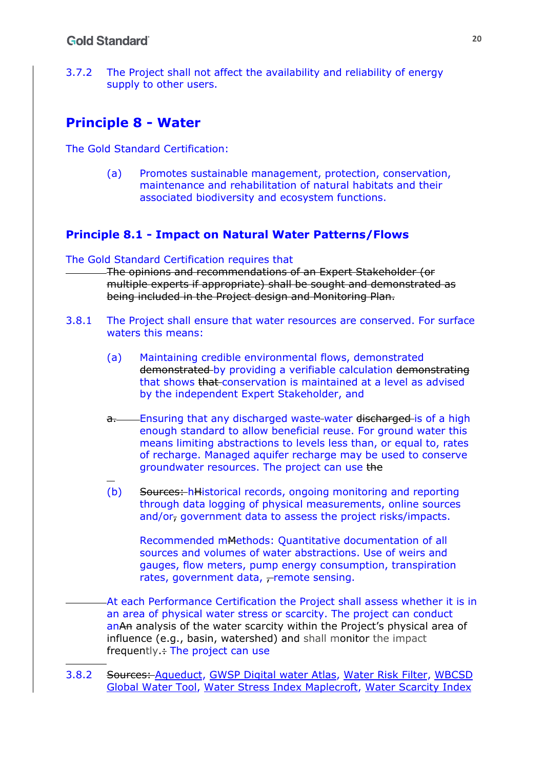3.7.2 The Project shall not affect the availability and reliability of energy supply to other users.

## Principle 8 - Water

The Gold Standard Certification:

(a) Promotes sustainable management, protection, conservation, maintenance and rehabilitation of natural habitats and their associated biodiversity and ecosystem functions.

### Principle 8.1 - Impact on Natural Water Patterns/Flows

The Gold Standard Certification requires that

~~The opinions and recommendations of an Expert Stakeholder (or multiple experts if appropriate) shall be sought and demonstrated as being included in the Project design and Monitoring Plan.~~

3.8.1 The Project shall ensure that water resources are conserved. For surface waters this means:

(a) Maintaining credible environmental flows, demonstrated ~~demonstrated~~ by providing a verifiable calculation ~~demonstrating~~ that shows ~~that~~ conservation is maintained at a level as advised by the independent Expert Stakeholder, and

~~a.~~ Ensuring that any discharged waste-water ~~discharged~~ is of a high enough standard to allow beneficial reuse. For ground water this means limiting abstractions to levels less than, or equal to, rates of recharge. Managed aquifer recharge may be used to conserve groundwater resources. The project can use ~~the~~

(b) ~~Sources:~~ h~~H~~istorical records, ongoing monitoring and reporting through data logging of physical measurements, online sources and/or~~,~~ government data to assess the project risks/impacts.

Recommended m~~M~~ethods: Quantitative documentation of all sources and volumes of water abstractions. Use of weirs and gauges, flow meters, pump energy consumption, transpiration rates, government data, ~~,~~ remote sensing.

At each Performance Certification the Project shall assess whether it is in an area of physical water stress or scarcity. The project can conduct an~~An~~ analysis of the water scarcity within the Project's physical area of influence (e.g., basin, watershed) and shall monitor the impact frequently.~~:~~ The project can use

3.8.2 ~~Sources:~~ Aqueduct, GWSP Digital water Atlas, Water Risk Filter, WBCSD Global Water Tool, Water Stress Index Maplecroft, Water Scarcity Index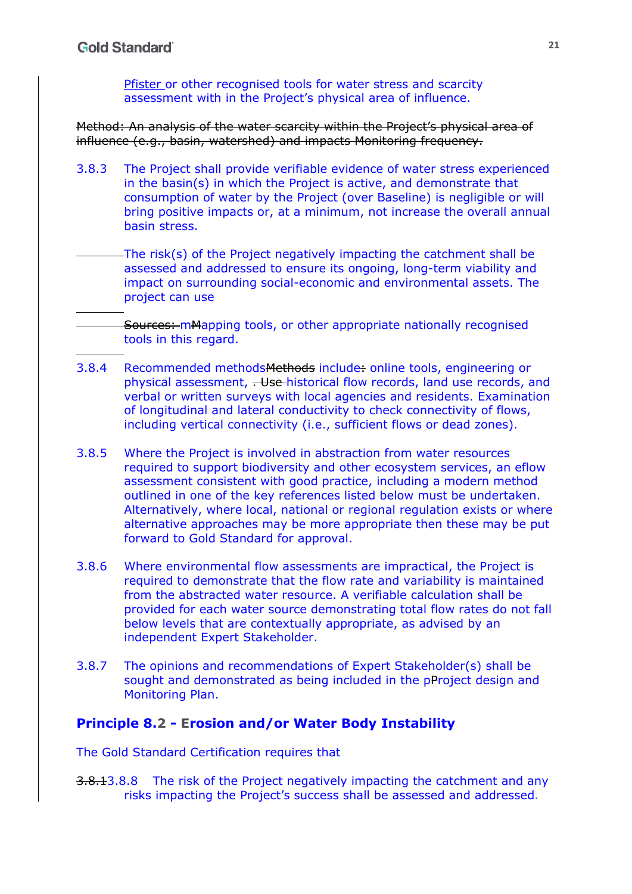Pfister or other recognised tools for water stress and scarcity assessment with in the Project's physical area of influence.

~~Method: An analysis of the water scarcity within the Project's physical area of influence (e.g., basin, watershed) and impacts Monitoring frequency.~~

3.8.3 The Project shall provide verifiable evidence of water stress experienced in the basin(s) in which the Project is active, and demonstrate that consumption of water by the Project (over Baseline) is negligible or will bring positive impacts or, at a minimum, not increase the overall annual basin stress.

The risk(s) of the Project negatively impacting the catchment shall be assessed and addressed to ensure its ongoing, long-term viability and impact on surrounding social-economic and environmental assets. The project can use

~~Sources:~~ m~~M~~apping tools, or other appropriate nationally recognised tools in this regard.

3.8.4 Recommended methods~~Methods~~ include~~:~~ online tools, engineering or physical assessment, ~~. Use~~ historical flow records, land use records, and verbal or written surveys with local agencies and residents. Examination of longitudinal and lateral conductivity to check connectivity of flows, including vertical connectivity (i.e., sufficient flows or dead zones).

3.8.5 Where the Project is involved in abstraction from water resources required to support biodiversity and other ecosystem services, an eflow assessment consistent with good practice, including a modern method outlined in one of the key references listed below must be undertaken. Alternatively, where local, national or regional regulation exists or where alternative approaches may be more appropriate then these may be put forward to Gold Standard for approval.

3.8.6 Where environmental flow assessments are impractical, the Project is required to demonstrate that the flow rate and variability is maintained from the abstracted water resource. A verifiable calculation shall be provided for each water source demonstrating total flow rates do not fall below levels that are contextually appropriate, as advised by an independent Expert Stakeholder.

3.8.7 The opinions and recommendations of Expert Stakeholder(s) shall be sought and demonstrated as being included in the p~~P~~roject design and Monitoring Plan.

## Principle 8.2 - Erosion and/or Water Body Instability

The Gold Standard Certification requires that

~~3.8.1~~3.8.8 The risk of the Project negatively impacting the catchment and any risks impacting the Project's success shall be assessed and addressed.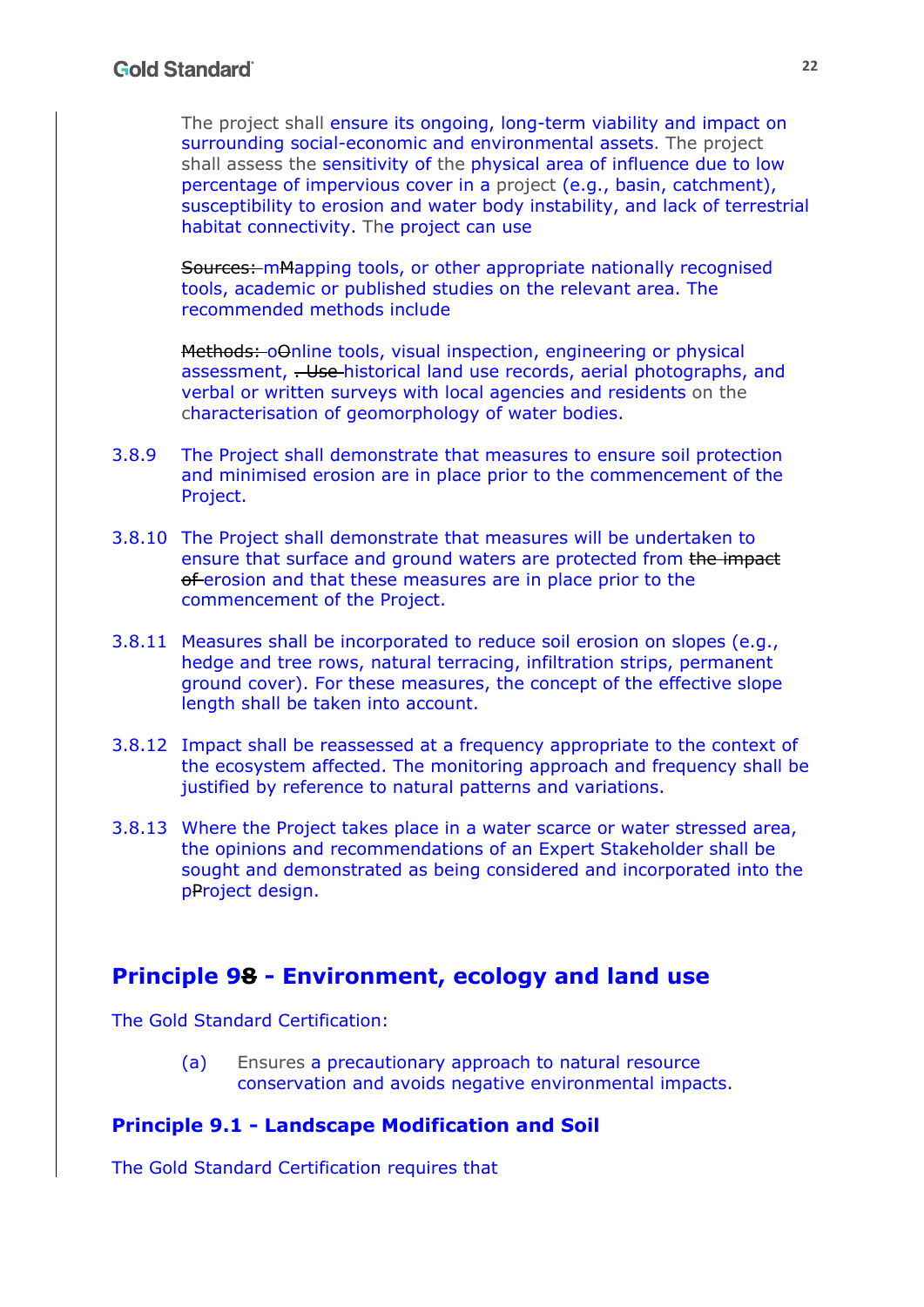The project shall ensure its ongoing, long-term viability and impact on surrounding social-economic and environmental assets. The project shall assess the sensitivity of the physical area of influence due to low percentage of impervious cover in a project (e.g., basin, catchment), susceptibility to erosion and water body instability, and lack of terrestrial habitat connectivity. The project can use

~~Sources:~~ m~~M~~apping tools, or other appropriate nationally recognised tools, academic or published studies on the relevant area. The recommended methods include

~~Methods:~~ o~~O~~nline tools, visual inspection, engineering or physical assessment, ~~. Use~~ historical land use records, aerial photographs, and verbal or written surveys with local agencies and residents on the characterisation of geomorphology of water bodies.

3.8.9 The Project shall demonstrate that measures to ensure soil protection and minimised erosion are in place prior to the commencement of the Project.

3.8.10 The Project shall demonstrate that measures will be undertaken to ensure that surface and ground waters are protected from ~~the impact of~~ erosion and that these measures are in place prior to the commencement of the Project.

3.8.11 Measures shall be incorporated to reduce soil erosion on slopes (e.g., hedge and tree rows, natural terracing, infiltration strips, permanent ground cover). For these measures, the concept of the effective slope length shall be taken into account.

3.8.12 Impact shall be reassessed at a frequency appropriate to the context of the ecosystem affected. The monitoring approach and frequency shall be justified by reference to natural patterns and variations.

3.8.13 Where the Project takes place in a water scarce or water stressed area, the opinions and recommendations of an Expert Stakeholder shall be sought and demonstrated as being considered and incorporated into the p~~P~~roject design.

## Principle 9~~8~~ - Environment, ecology and land use

The Gold Standard Certification:

(a) Ensures a precautionary approach to natural resource conservation and avoids negative environmental impacts.

### Principle 9.1 - Landscape Modification and Soil

The Gold Standard Certification requires that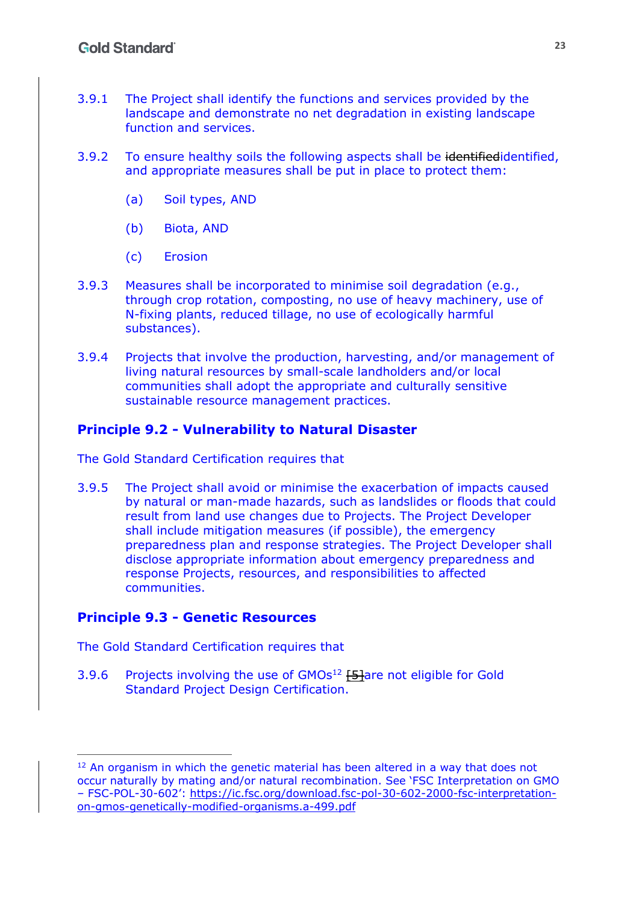3.9.1 The Project shall identify the functions and services provided by the landscape and demonstrate no net degradation in existing landscape function and services.

3.9.2 To ensure healthy soils the following aspects shall be ~~identified~~identified, and appropriate measures shall be put in place to protect them:

(a) Soil types, AND

(b) Biota, AND

(c) Erosion

3.9.3 Measures shall be incorporated to minimise soil degradation (e.g., through crop rotation, composting, no use of heavy machinery, use of N-fixing plants, reduced tillage, no use of ecologically harmful substances).

3.9.4 Projects that involve the production, harvesting, and/or management of living natural resources by small-scale landholders and/or local communities shall adopt the appropriate and culturally sensitive sustainable resource management practices.

## Principle 9.2 - Vulnerability to Natural Disaster

The Gold Standard Certification requires that

3.9.5 The Project shall avoid or minimise the exacerbation of impacts caused by natural or man-made hazards, such as landslides or floods that could result from land use changes due to Projects. The Project Developer shall include mitigation measures (if possible), the emergency preparedness plan and response strategies. The Project Developer shall disclose appropriate information about emergency preparedness and response Projects, resources, and responsibilities to affected communities.

## Principle 9.3 - Genetic Resources

The Gold Standard Certification requires that

3.9.6 Projects involving the use of GMOs[12] ~~[5]~~are not eligible for Gold Standard Project Design Certification.

---

[12] An organism in which the genetic material has been altered in a way that does not occur naturally by mating and/or natural recombination. See 'FSC Interpretation on GMO – FSC-POL-30-602': https://ic.fsc.org/download.fsc-pol-30-602-2000-fsc-interpretation-on-gmos-genetically-modified-organisms.a-499.pdf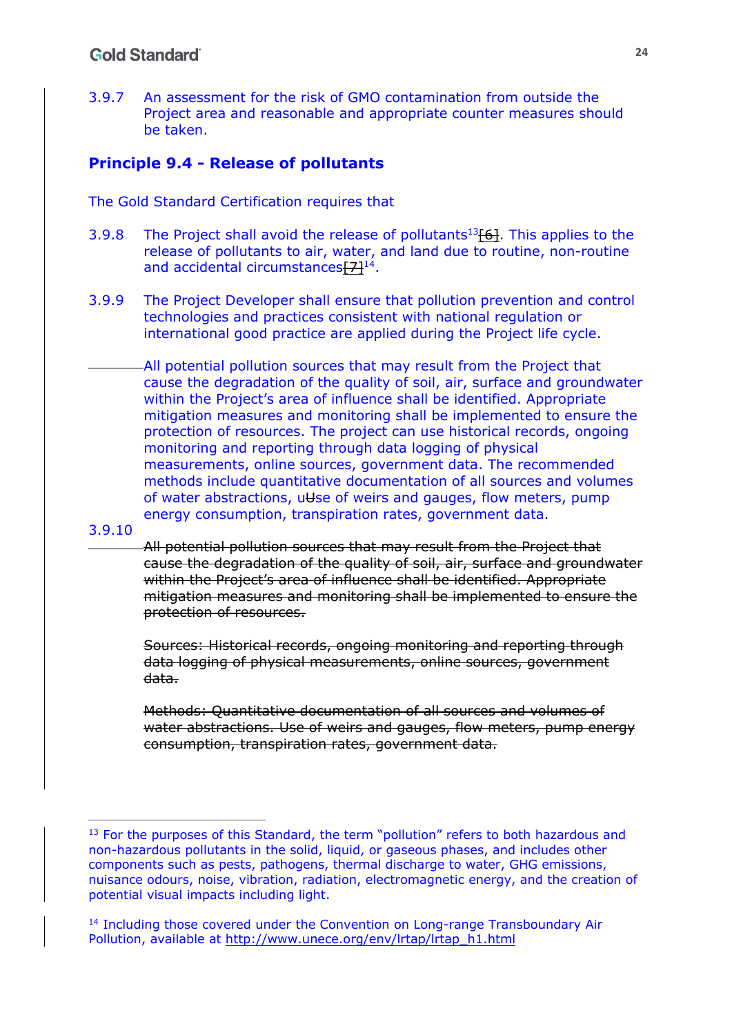3.9.7 An assessment for the risk of GMO contamination from outside the Project area and reasonable and appropriate counter measures should be taken.

## Principle 9.4 - Release of pollutants

The Gold Standard Certification requires that

3.9.8 The Project shall avoid the release of pollutants[13]~~[6]~~. This applies to the release of pollutants to air, water, and land due to routine, non-routine and accidental circumstances~~[7]~~[14].

3.9.9 The Project Developer shall ensure that pollution prevention and control technologies and practices consistent with national regulation or international good practice are applied during the Project life cycle.

3.9.10 All potential pollution sources that may result from the Project that cause the degradation of the quality of soil, air, surface and groundwater within the Project's area of influence shall be identified. Appropriate mitigation measures and monitoring shall be implemented to ensure the protection of resources. The project can use historical records, ongoing monitoring and reporting through data logging of physical measurements, online sources, government data. The recommended methods include quantitative documentation of all sources and volumes of water abstractions, u~~U~~se of weirs and gauges, flow meters, pump energy consumption, transpiration rates, government data.

~~All potential pollution sources that may result from the Project that cause the degradation of the quality of soil, air, surface and groundwater within the Project's area of influence shall be identified. Appropriate mitigation measures and monitoring shall be implemented to ensure the protection of resources.~~

~~Sources: Historical records, ongoing monitoring and reporting through data logging of physical measurements, online sources, government data.~~

~~Methods: Quantitative documentation of all sources and volumes of water abstractions. Use of weirs and gauges, flow meters, pump energy consumption, transpiration rates, government data.~~

---

[13] For the purposes of this Standard, the term "pollution" refers to both hazardous and non-hazardous pollutants in the solid, liquid, or gaseous phases, and includes other components such as pests, pathogens, thermal discharge to water, GHG emissions, nuisance odours, noise, vibration, radiation, electromagnetic energy, and the creation of potential visual impacts including light.

[14] Including those covered under the Convention on Long-range Transboundary Air Pollution, available at http://www.unece.org/env/lrtap/lrtap_h1.html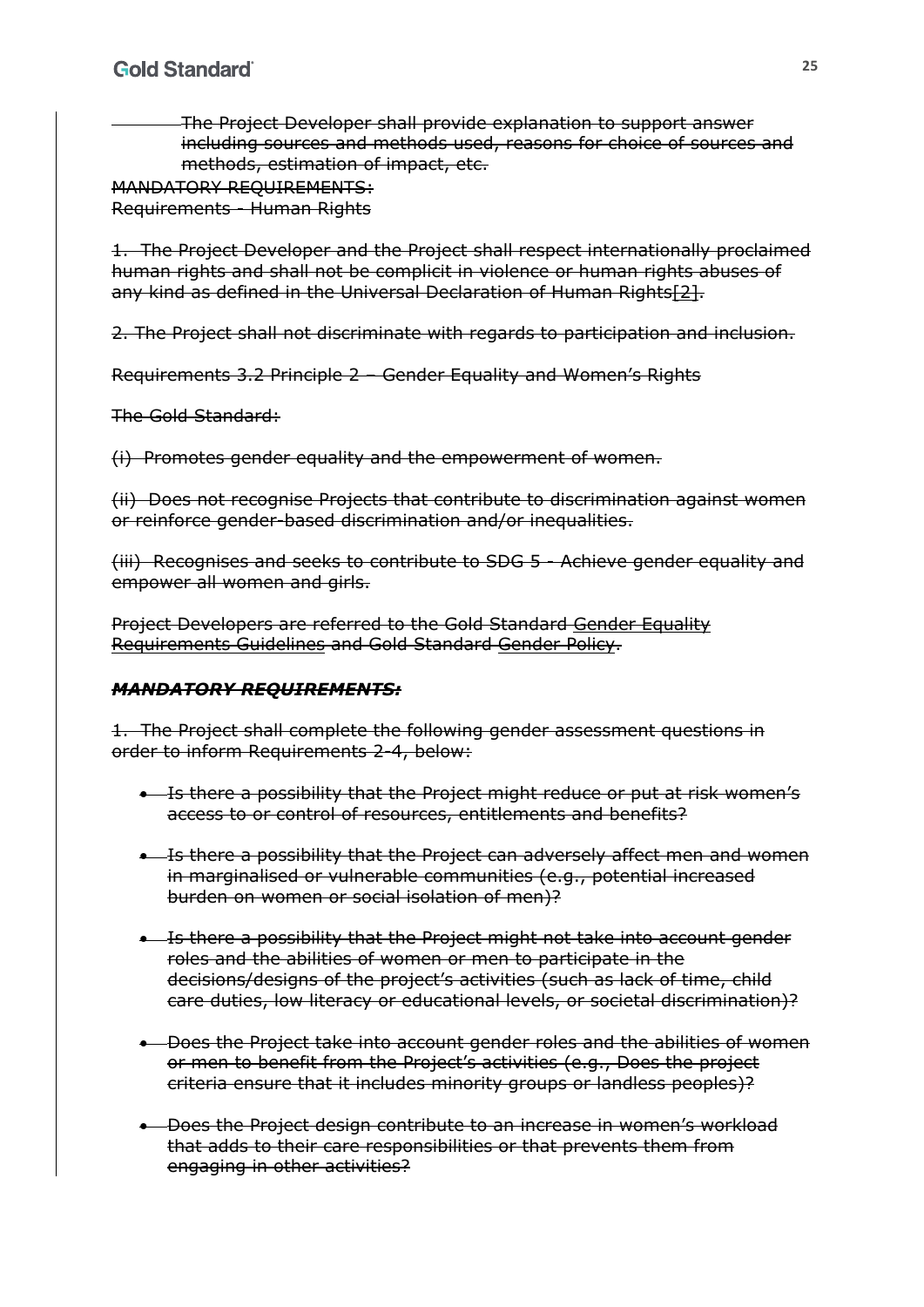~~The Project Developer shall provide explanation to support answer including sources and methods used, reasons for choice of sources and methods, estimation of impact, etc.~~

~~MANDATORY REQUIREMENTS:~~

~~Requirements - Human Rights~~

~~1. The Project Developer and the Project shall respect internationally proclaimed human rights and shall not be complicit in violence or human rights abuses of any kind as defined in the Universal Declaration of Human Rights[2].~~

~~2. The Project shall not discriminate with regards to participation and inclusion.~~

~~Requirements 3.2 Principle 2 – Gender Equality and Women's Rights~~

~~The Gold Standard:~~

~~(i) Promotes gender equality and the empowerment of women.~~

~~(ii) Does not recognise Projects that contribute to discrimination against women or reinforce gender-based discrimination and/or inequalities.~~

~~(iii) Recognises and seeks to contribute to SDG 5 - Achieve gender equality and empower all women and girls.~~

~~Project Developers are referred to the Gold Standard Gender Equality Requirements Guidelines and Gold Standard Gender Policy.~~

***~~MANDATORY REQUIREMENTS:~~***

~~1. The Project shall complete the following gender assessment questions in order to inform Requirements 2-4, below:~~

- ~~Is there a possibility that the Project might reduce or put at risk women's access to or control of resources, entitlements and benefits?~~
- ~~Is there a possibility that the Project can adversely affect men and women in marginalised or vulnerable communities (e.g., potential increased burden on women or social isolation of men)?~~
- ~~Is there a possibility that the Project might not take into account gender roles and the abilities of women or men to participate in the decisions/designs of the project's activities (such as lack of time, child care duties, low literacy or educational levels, or societal discrimination)?~~
- ~~Does the Project take into account gender roles and the abilities of women or men to benefit from the Project's activities (e.g., Does the project criteria ensure that it includes minority groups or landless peoples)?~~
- ~~Does the Project design contribute to an increase in women's workload that adds to their care responsibilities or that prevents them from engaging in other activities?~~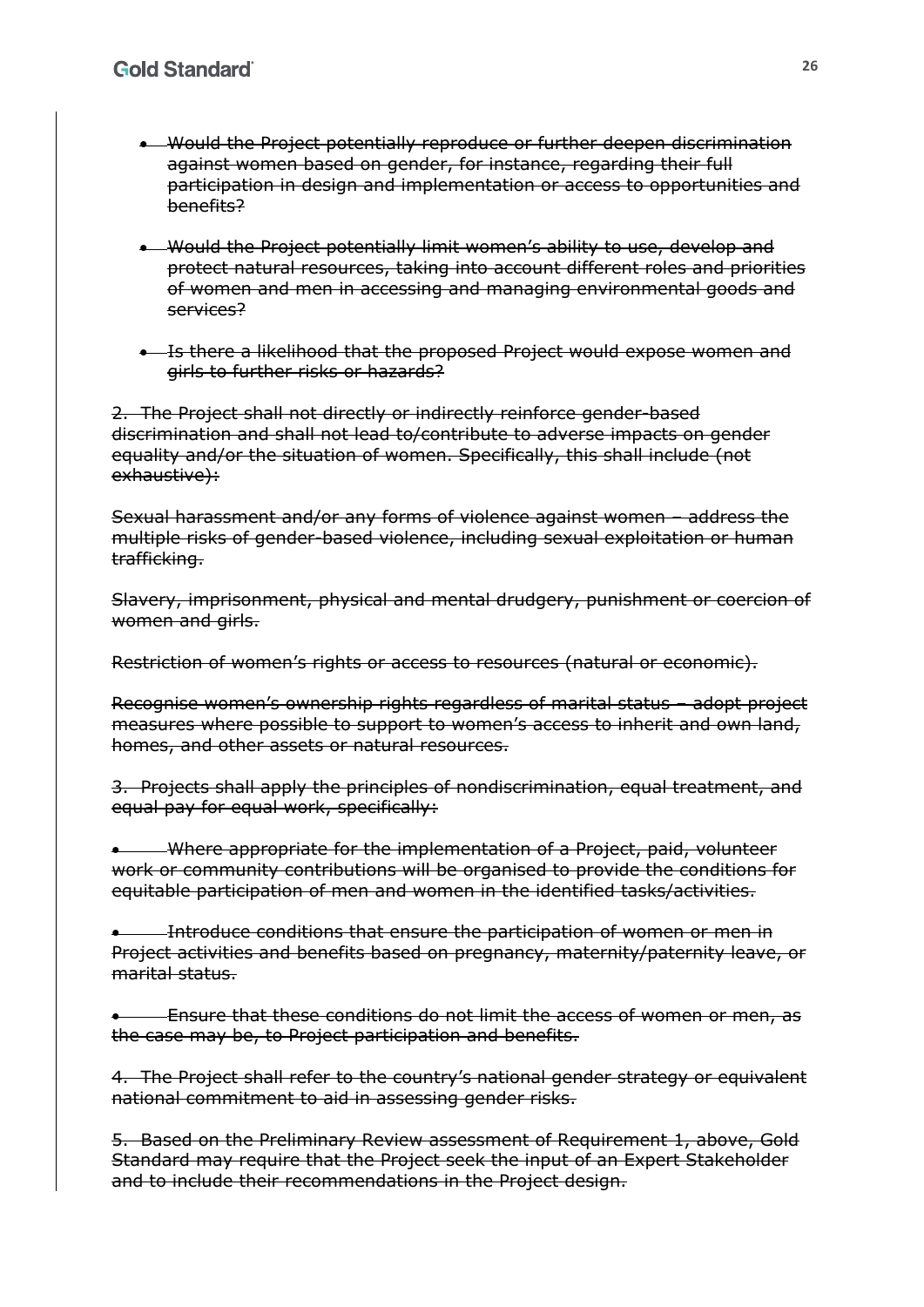- ~~Would the Project potentially reproduce or further deepen discrimination against women based on gender, for instance, regarding their full participation in design and implementation or access to opportunities and benefits?~~

- ~~Would the Project potentially limit women's ability to use, develop and protect natural resources, taking into account different roles and priorities of women and men in accessing and managing environmental goods and services?~~

- ~~Is there a likelihood that the proposed Project would expose women and girls to further risks or hazards?~~

~~2. The Project shall not directly or indirectly reinforce gender-based discrimination and shall not lead to/contribute to adverse impacts on gender equality and/or the situation of women. Specifically, this shall include (not exhaustive):~~

~~Sexual harassment and/or any forms of violence against women – address the multiple risks of gender-based violence, including sexual exploitation or human trafficking.~~

~~Slavery, imprisonment, physical and mental drudgery, punishment or coercion of women and girls.~~

~~Restriction of women's rights or access to resources (natural or economic).~~

~~Recognise women's ownership rights regardless of marital status – adopt project measures where possible to support to women's access to inherit and own land, homes, and other assets or natural resources.~~

~~3. Projects shall apply the principles of nondiscrimination, equal treatment, and equal pay for equal work, specifically:~~

- ~~Where appropriate for the implementation of a Project, paid, volunteer work or community contributions will be organised to provide the conditions for equitable participation of men and women in the identified tasks/activities.~~

- ~~Introduce conditions that ensure the participation of women or men in Project activities and benefits based on pregnancy, maternity/paternity leave, or marital status.~~

- ~~Ensure that these conditions do not limit the access of women or men, as the case may be, to Project participation and benefits.~~

~~4. The Project shall refer to the country's national gender strategy or equivalent national commitment to aid in assessing gender risks.~~

~~5. Based on the Preliminary Review assessment of Requirement 1, above, Gold Standard may require that the Project seek the input of an Expert Stakeholder and to include their recommendations in the Project design.~~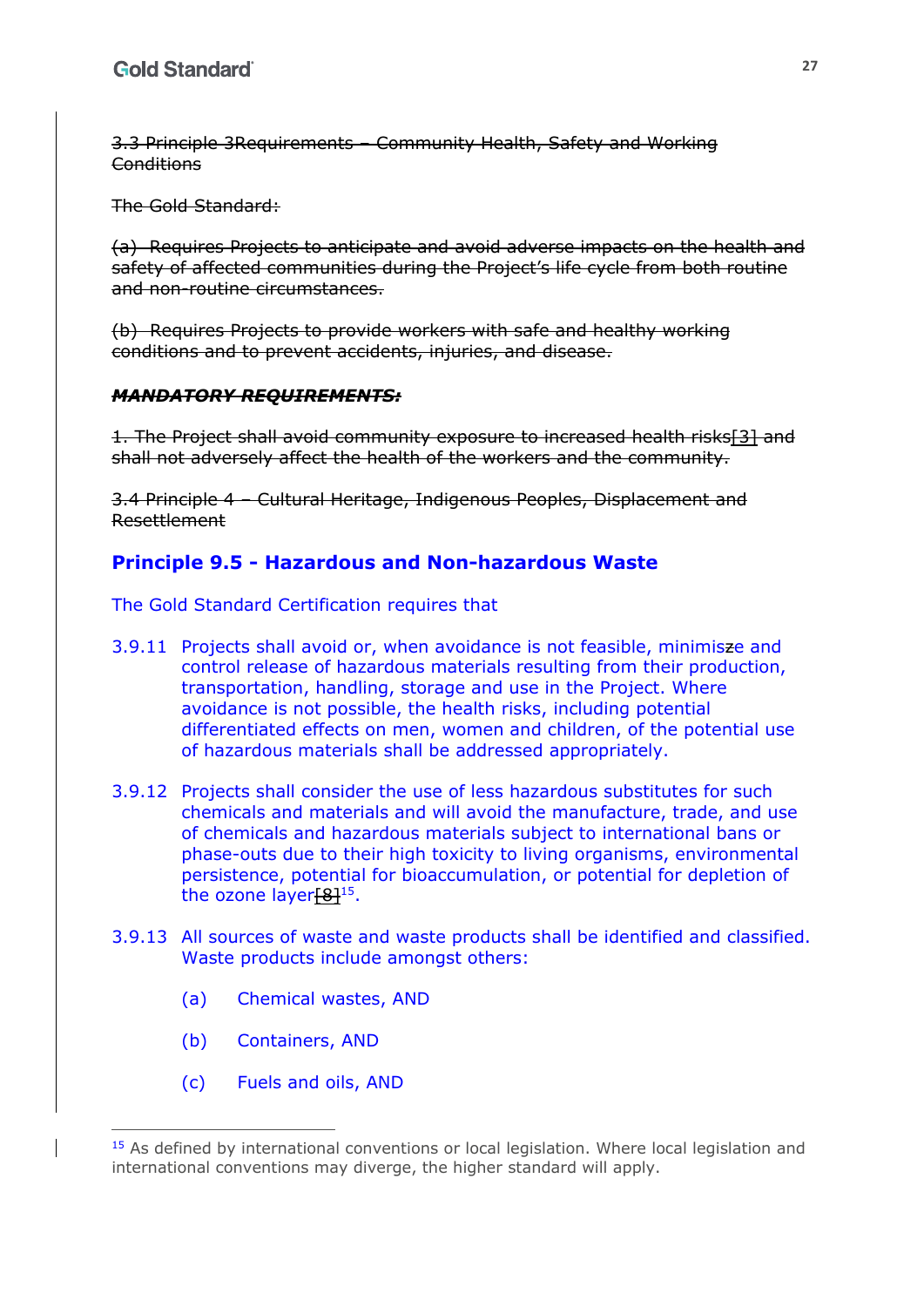~~3.3 Principle 3Requirements – Community Health, Safety and Working Conditions~~

~~The Gold Standard:~~

~~(a) Requires Projects to anticipate and avoid adverse impacts on the health and safety of affected communities during the Project's life cycle from both routine and non-routine circumstances.~~

~~(b) Requires Projects to provide workers with safe and healthy working conditions and to prevent accidents, injuries, and disease.~~

~~***MANDATORY REQUIREMENTS:***~~

~~1. The Project shall avoid community exposure to increased health risks[3] and shall not adversely affect the health of the workers and the community.~~

~~3.4 Principle 4 – Cultural Heritage, Indigenous Peoples, Displacement and Resettlement~~

## Principle 9.5 - Hazardous and Non-hazardous Waste

The Gold Standard Certification requires that

3.9.11 Projects shall avoid or, when avoidance is not feasible, minimis~~z~~e and control release of hazardous materials resulting from their production, transportation, handling, storage and use in the Project. Where avoidance is not possible, the health risks, including potential differentiated effects on men, women and children, of the potential use of hazardous materials shall be addressed appropriately.

3.9.12 Projects shall consider the use of less hazardous substitutes for such chemicals and materials and will avoid the manufacture, trade, and use of chemicals and hazardous materials subject to international bans or phase-outs due to their high toxicity to living organisms, environmental persistence, potential for bioaccumulation, or potential for depletion of the ozone layer~~[8]~~[15].

3.9.13 All sources of waste and waste products shall be identified and classified. Waste products include amongst others:

(a) Chemical wastes, AND

(b) Containers, AND

(c) Fuels and oils, AND

---

[15] As defined by international conventions or local legislation. Where local legislation and international conventions may diverge, the higher standard will apply.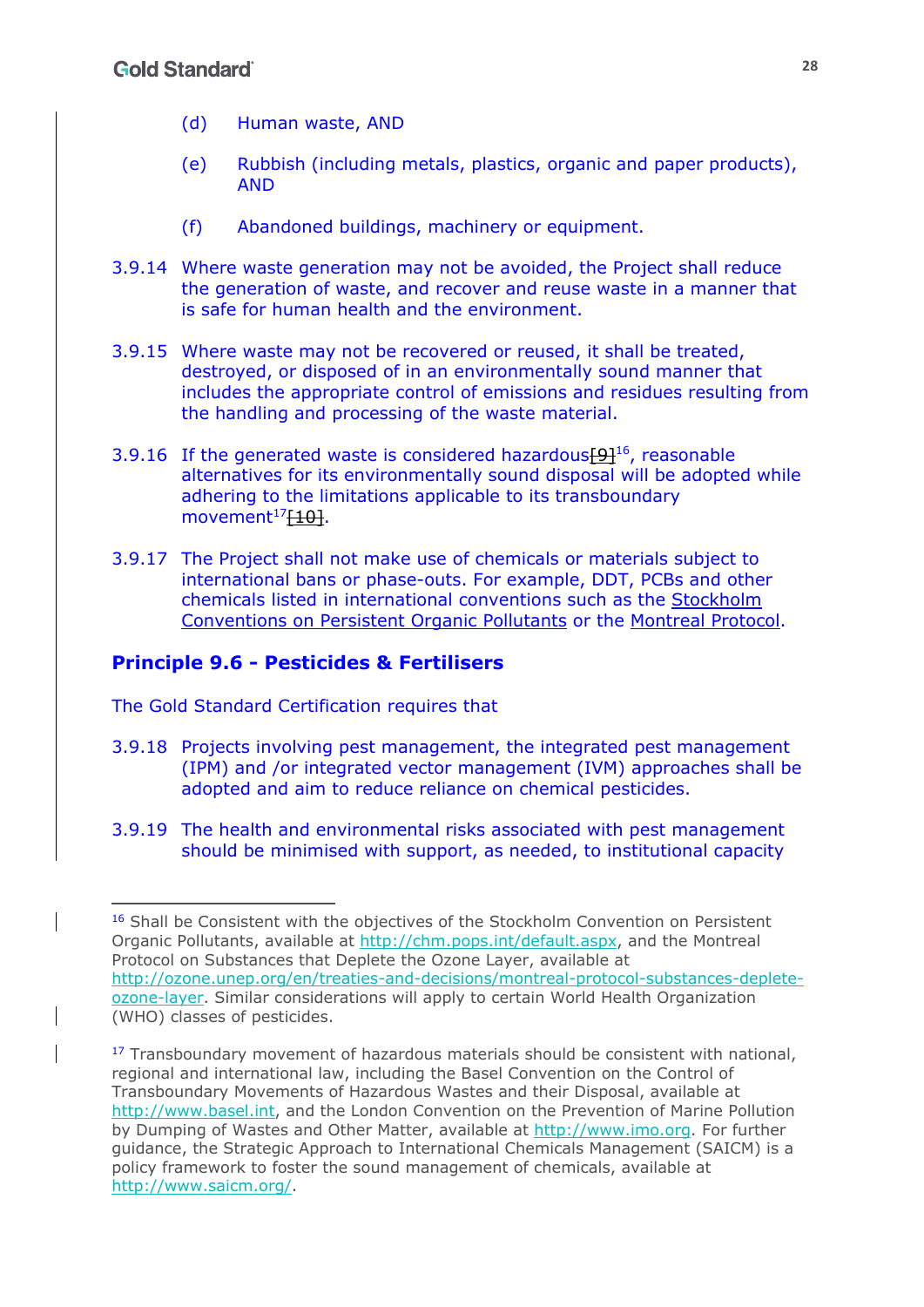(d) Human waste, AND

(e) Rubbish (including metals, plastics, organic and paper products), AND

(f) Abandoned buildings, machinery or equipment.

3.9.14 Where waste generation may not be avoided, the Project shall reduce the generation of waste, and recover and reuse waste in a manner that is safe for human health and the environment.

3.9.15 Where waste may not be recovered or reused, it shall be treated, destroyed, or disposed of in an environmentally sound manner that includes the appropriate control of emissions and residues resulting from the handling and processing of the waste material.

3.9.16 If the generated waste is considered hazardous~~[9]~~[16], reasonable alternatives for its environmentally sound disposal will be adopted while adhering to the limitations applicable to its transboundary movement[17]~~[10]~~.

3.9.17 The Project shall not make use of chemicals or materials subject to international bans or phase-outs. For example, DDT, PCBs and other chemicals listed in international conventions such as the Stockholm Conventions on Persistent Organic Pollutants or the Montreal Protocol.

## Principle 9.6 - Pesticides & Fertilisers

The Gold Standard Certification requires that

3.9.18 Projects involving pest management, the integrated pest management (IPM) and /or integrated vector management (IVM) approaches shall be adopted and aim to reduce reliance on chemical pesticides.

3.9.19 The health and environmental risks associated with pest management should be minimised with support, as needed, to institutional capacity

---

[16] Shall be Consistent with the objectives of the Stockholm Convention on Persistent Organic Pollutants, available at http://chm.pops.int/default.aspx, and the Montreal Protocol on Substances that Deplete the Ozone Layer, available at http://ozone.unep.org/en/treaties-and-decisions/montreal-protocol-substances-deplete-ozone-layer. Similar considerations will apply to certain World Health Organization (WHO) classes of pesticides.

[17] Transboundary movement of hazardous materials should be consistent with national, regional and international law, including the Basel Convention on the Control of Transboundary Movements of Hazardous Wastes and their Disposal, available at http://www.basel.int, and the London Convention on the Prevention of Marine Pollution by Dumping of Wastes and Other Matter, available at http://www.imo.org. For further guidance, the Strategic Approach to International Chemicals Management (SAICM) is a policy framework to foster the sound management of chemicals, available at http://www.saicm.org/.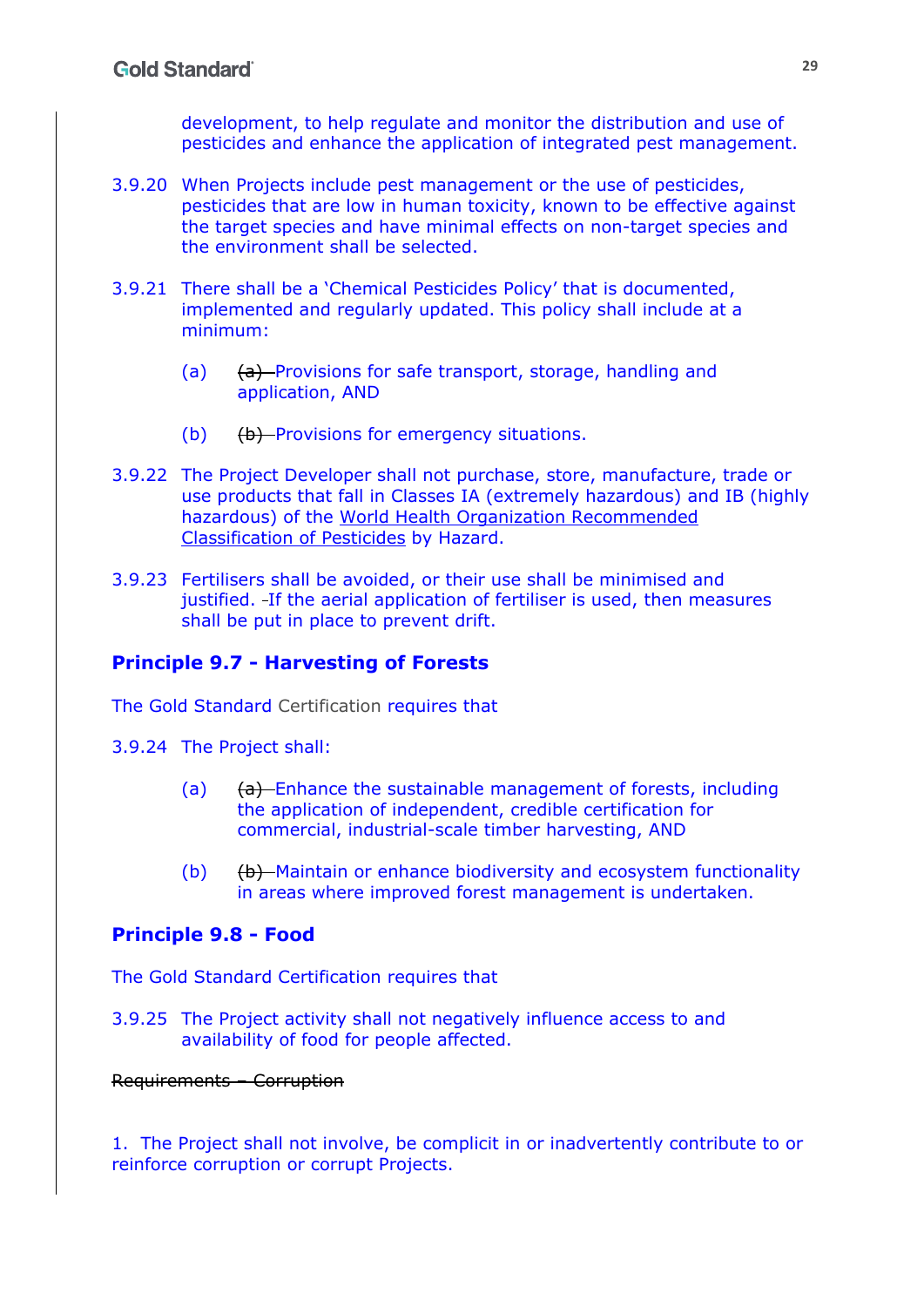development, to help regulate and monitor the distribution and use of pesticides and enhance the application of integrated pest management.

3.9.20 When Projects include pest management or the use of pesticides, pesticides that are low in human toxicity, known to be effective against the target species and have minimal effects on non-target species and the environment shall be selected.

3.9.21 There shall be a 'Chemical Pesticides Policy' that is documented, implemented and regularly updated. This policy shall include at a minimum:

(a) ~~(a)~~ Provisions for safe transport, storage, handling and application, AND

(b) ~~(b)~~ Provisions for emergency situations.

3.9.22 The Project Developer shall not purchase, store, manufacture, trade or use products that fall in Classes IA (extremely hazardous) and IB (highly hazardous) of the World Health Organization Recommended Classification of Pesticides by Hazard.

3.9.23 Fertilisers shall be avoided, or their use shall be minimised and justified. If the aerial application of fertiliser is used, then measures shall be put in place to prevent drift.

## Principle 9.7 - Harvesting of Forests

The Gold Standard Certification requires that

3.9.24 The Project shall:

(a) ~~(a)~~ Enhance the sustainable management of forests, including the application of independent, credible certification for commercial, industrial-scale timber harvesting, AND

(b) ~~(b)~~ Maintain or enhance biodiversity and ecosystem functionality in areas where improved forest management is undertaken.

## Principle 9.8 - Food

The Gold Standard Certification requires that

3.9.25 The Project activity shall not negatively influence access to and availability of food for people affected.

~~Requirements – Corruption~~

1. The Project shall not involve, be complicit in or inadvertently contribute to or reinforce corruption or corrupt Projects.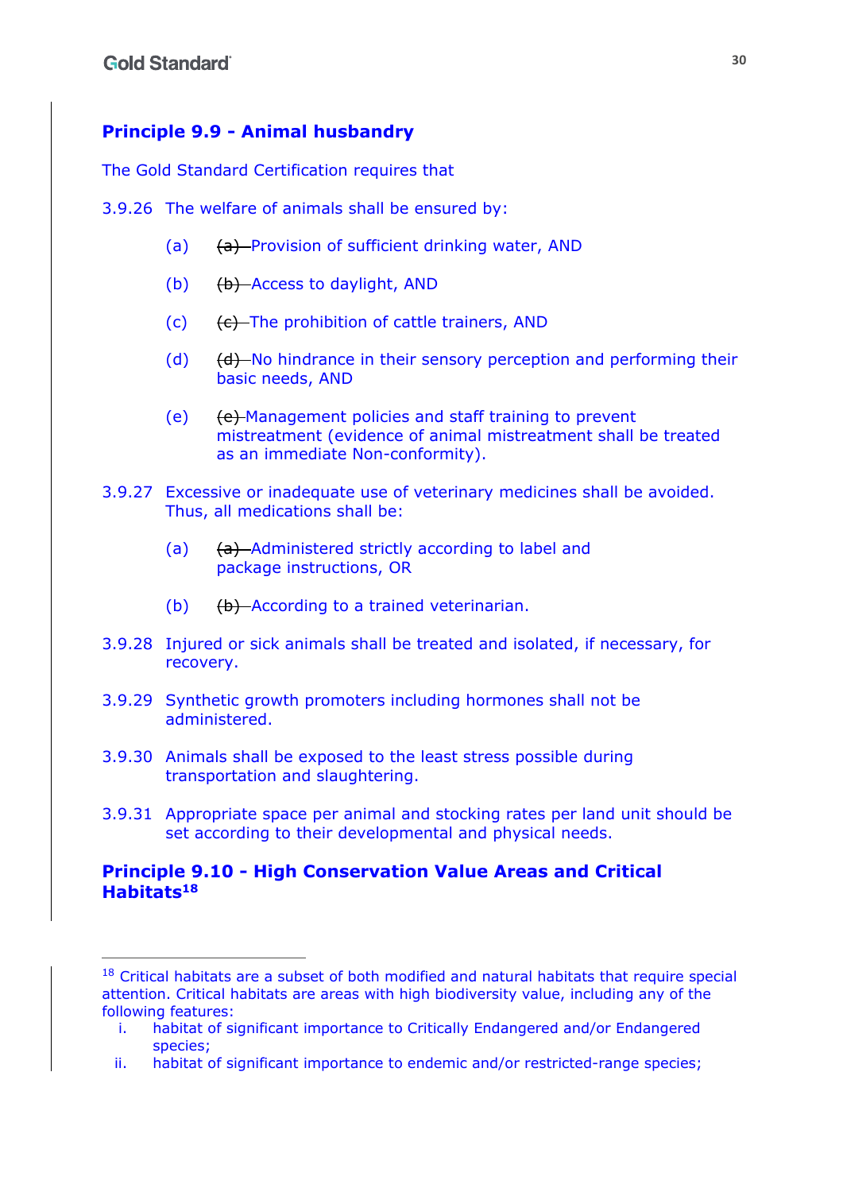## Principle 9.9 - Animal husbandry

The Gold Standard Certification requires that

3.9.26 The welfare of animals shall be ensured by:

- (a) ~~(a)~~ Provision of sufficient drinking water, AND
- (b) ~~(b)~~ Access to daylight, AND
- (c) ~~(c)~~ The prohibition of cattle trainers, AND
- (d) ~~(d)~~ No hindrance in their sensory perception and performing their basic needs, AND
- (e) ~~(e)~~ Management policies and staff training to prevent mistreatment (evidence of animal mistreatment shall be treated as an immediate Non-conformity).

3.9.27 Excessive or inadequate use of veterinary medicines shall be avoided. Thus, all medications shall be:

- (a) ~~(a)~~ Administered strictly according to label and package instructions, OR
- (b) ~~(b)~~ According to a trained veterinarian.

3.9.28 Injured or sick animals shall be treated and isolated, if necessary, for recovery.

3.9.29 Synthetic growth promoters including hormones shall not be administered.

3.9.30 Animals shall be exposed to the least stress possible during transportation and slaughtering.

3.9.31 Appropriate space per animal and stocking rates per land unit should be set according to their developmental and physical needs.

## Principle 9.10 - High Conservation Value Areas and Critical Habitats[18]

---

[18] Critical habitats are a subset of both modified and natural habitats that require special attention. Critical habitats are areas with high biodiversity value, including any of the following features:

i. habitat of significant importance to Critically Endangered and/or Endangered species;
ii. habitat of significant importance to endemic and/or restricted-range species;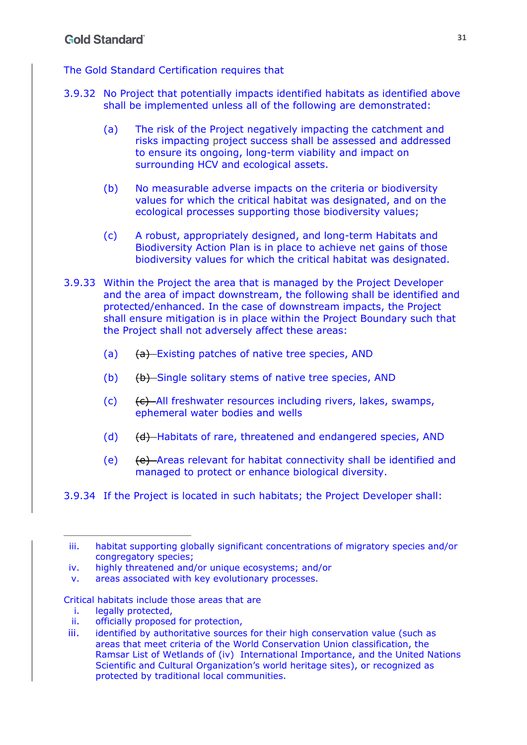The Gold Standard Certification requires that

3.9.32 No Project that potentially impacts identified habitats as identified above shall be implemented unless all of the following are demonstrated:

(a) The risk of the Project negatively impacting the catchment and risks impacting project success shall be assessed and addressed to ensure its ongoing, long-term viability and impact on surrounding HCV and ecological assets.

(b) No measurable adverse impacts on the criteria or biodiversity values for which the critical habitat was designated, and on the ecological processes supporting those biodiversity values;

(c) A robust, appropriately designed, and long-term Habitats and Biodiversity Action Plan is in place to achieve net gains of those biodiversity values for which the critical habitat was designated.

3.9.33 Within the Project the area that is managed by the Project Developer and the area of impact downstream, the following shall be identified and protected/enhanced. In the case of downstream impacts, the Project shall ensure mitigation is in place within the Project Boundary such that the Project shall not adversely affect these areas:

(a) ~~(a)~~ Existing patches of native tree species, AND

(b) ~~(b)~~ Single solitary stems of native tree species, AND

(c) ~~(c)~~ All freshwater resources including rivers, lakes, swamps, ephemeral water bodies and wells

(d) ~~(d)~~ Habitats of rare, threatened and endangered species, AND

(e) ~~(e)~~ Areas relevant for habitat connectivity shall be identified and managed to protect or enhance biological diversity.

3.9.34 If the Project is located in such habitats; the Project Developer shall:

---

iii. habitat supporting globally significant concentrations of migratory species and/or congregatory species;

iv. highly threatened and/or unique ecosystems; and/or

v. areas associated with key evolutionary processes.

Critical habitats include those areas that are

i. legally protected,

ii. officially proposed for protection,

iii. identified by authoritative sources for their high conservation value (such as areas that meet criteria of the World Conservation Union classification, the Ramsar List of Wetlands of (iv) International Importance, and the United Nations Scientific and Cultural Organization's world heritage sites), or recognized as protected by traditional local communities.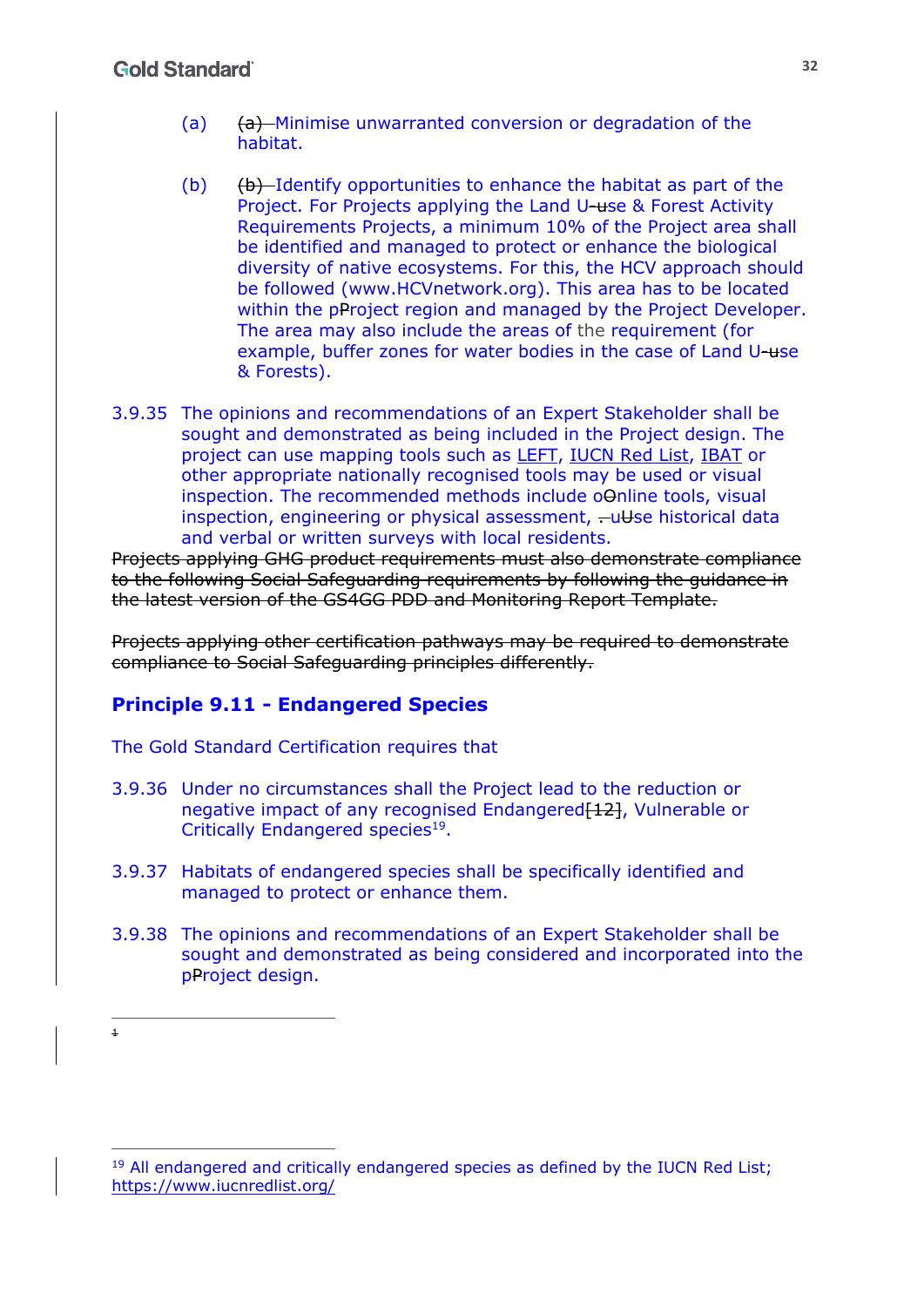(a) ~~(a)~~ Minimise unwarranted conversion or degradation of the habitat.

(b) ~~(b)~~ Identify opportunities to enhance the habitat as part of the Project. For Projects applying the Land U~~-u~~se & Forest Activity Requirements Projects, a minimum 10% of the Project area shall be identified and managed to protect or enhance the biological diversity of native ecosystems. For this, the HCV approach should be followed (www.HCVnetwork.org). This area has to be located within the p~~P~~roject region and managed by the Project Developer. The area may also include the areas of the requirement (for example, buffer zones for water bodies in the case of Land U~~-u~~se & Forests).

3.9.35 The opinions and recommendations of an Expert Stakeholder shall be sought and demonstrated as being included in the Project design. The project can use mapping tools such as LEFT, IUCN Red List, IBAT or other appropriate nationally recognised tools may be used or visual inspection. The recommended methods include o~~O~~nline tools, visual inspection, engineering or physical assessment, ~~. u~~U~~se~~se historical data and verbal or written surveys with local residents.

~~Projects applying GHG product requirements must also demonstrate compliance to the following Social Safeguarding requirements by following the guidance in the latest version of the GS4GG PDD and Monitoring Report Template.~~

~~Projects applying other certification pathways may be required to demonstrate compliance to Social Safeguarding principles differently.~~

## Principle 9.11 - Endangered Species

The Gold Standard Certification requires that

3.9.36 Under no circumstances shall the Project lead to the reduction or negative impact of any recognised Endangered~~[12]~~, Vulnerable or Critically Endangered species[19].

3.9.37 Habitats of endangered species shall be specifically identified and managed to protect or enhance them.

3.9.38 The opinions and recommendations of an Expert Stakeholder shall be sought and demonstrated as being considered and incorporated into the p~~P~~roject design.

~~1~~

[19] All endangered and critically endangered species as defined by the IUCN Red List; https://www.iucnredlist.org/